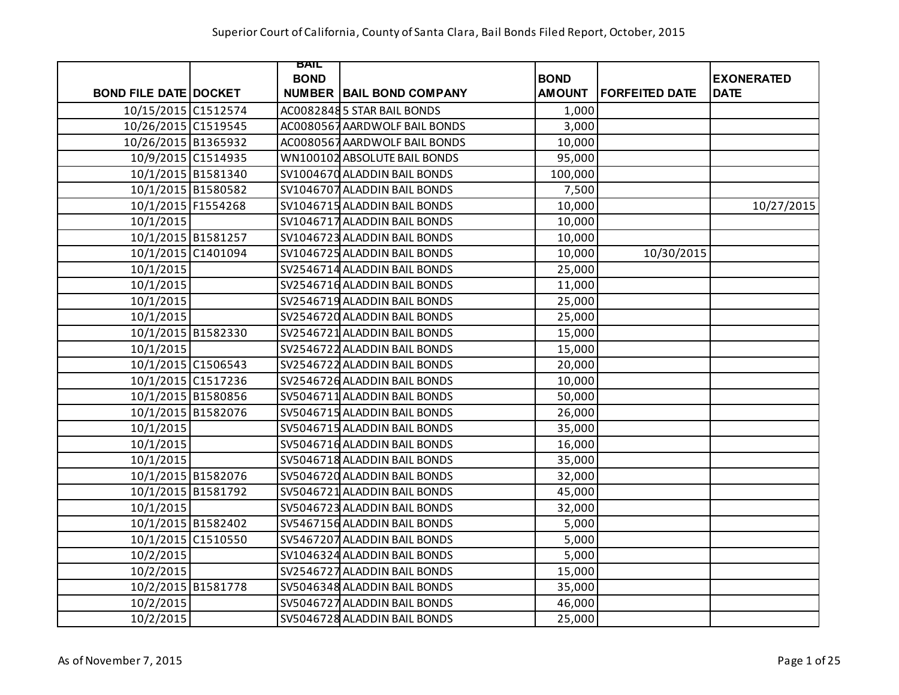# Superior Court of California, County of Santa Clara, Bail Bonds Filed Report, October, 2015

| BOND FILE DATE | DOCKET | BAIL BOND NUMBER | BAIL BOND COMPANY | BOND AMOUNT | FORFEITED DATE | EXONERATED DATE |
|---|---|---|---|---|---|---|
| 10/15/2015 | C1512574 | AC0082848 | 5 STAR BAIL BONDS | 1,000 | | |
| 10/26/2015 | C1519545 | AC0080567 | AARDWOLF BAIL BONDS | 3,000 | | |
| 10/26/2015 | B1365932 | AC0080567 | AARDWOLF BAIL BONDS | 10,000 | | |
| 10/9/2015 | C1514935 | WN100102 | ABSOLUTE BAIL BONDS | 95,000 | | |
| 10/1/2015 | B1581340 | SV1004670 | ALADDIN BAIL BONDS | 100,000 | | |
| 10/1/2015 | B1580582 | SV1046707 | ALADDIN BAIL BONDS | 7,500 | | |
| 10/1/2015 | F1554268 | SV1046715 | ALADDIN BAIL BONDS | 10,000 | | 10/27/2015 |
| 10/1/2015 | | SV1046717 | ALADDIN BAIL BONDS | 10,000 | | |
| 10/1/2015 | B1581257 | SV1046723 | ALADDIN BAIL BONDS | 10,000 | | |
| 10/1/2015 | C1401094 | SV1046725 | ALADDIN BAIL BONDS | 10,000 | 10/30/2015 | |
| 10/1/2015 | | SV2546714 | ALADDIN BAIL BONDS | 25,000 | | |
| 10/1/2015 | | SV2546716 | ALADDIN BAIL BONDS | 11,000 | | |
| 10/1/2015 | | SV2546719 | ALADDIN BAIL BONDS | 25,000 | | |
| 10/1/2015 | | SV2546720 | ALADDIN BAIL BONDS | 25,000 | | |
| 10/1/2015 | B1582330 | SV2546721 | ALADDIN BAIL BONDS | 15,000 | | |
| 10/1/2015 | | SV2546722 | ALADDIN BAIL BONDS | 15,000 | | |
| 10/1/2015 | C1506543 | SV2546722 | ALADDIN BAIL BONDS | 20,000 | | |
| 10/1/2015 | C1517236 | SV2546726 | ALADDIN BAIL BONDS | 10,000 | | |
| 10/1/2015 | B1580856 | SV5046711 | ALADDIN BAIL BONDS | 50,000 | | |
| 10/1/2015 | B1582076 | SV5046715 | ALADDIN BAIL BONDS | 26,000 | | |
| 10/1/2015 | | SV5046715 | ALADDIN BAIL BONDS | 35,000 | | |
| 10/1/2015 | | SV5046716 | ALADDIN BAIL BONDS | 16,000 | | |
| 10/1/2015 | | SV5046718 | ALADDIN BAIL BONDS | 35,000 | | |
| 10/1/2015 | B1582076 | SV5046720 | ALADDIN BAIL BONDS | 32,000 | | |
| 10/1/2015 | B1581792 | SV5046721 | ALADDIN BAIL BONDS | 45,000 | | |
| 10/1/2015 | | SV5046723 | ALADDIN BAIL BONDS | 32,000 | | |
| 10/1/2015 | B1582402 | SV5467156 | ALADDIN BAIL BONDS | 5,000 | | |
| 10/1/2015 | C1510550 | SV5467207 | ALADDIN BAIL BONDS | 5,000 | | |
| 10/2/2015 | | SV1046324 | ALADDIN BAIL BONDS | 5,000 | | |
| 10/2/2015 | | SV2546727 | ALADDIN BAIL BONDS | 15,000 | | |
| 10/2/2015 | B1581778 | SV5046348 | ALADDIN BAIL BONDS | 35,000 | | |
| 10/2/2015 | | SV5046727 | ALADDIN BAIL BONDS | 46,000 | | |
| 10/2/2015 | | SV5046728 | ALADDIN BAIL BONDS | 25,000 | | |

As of November 7, 2015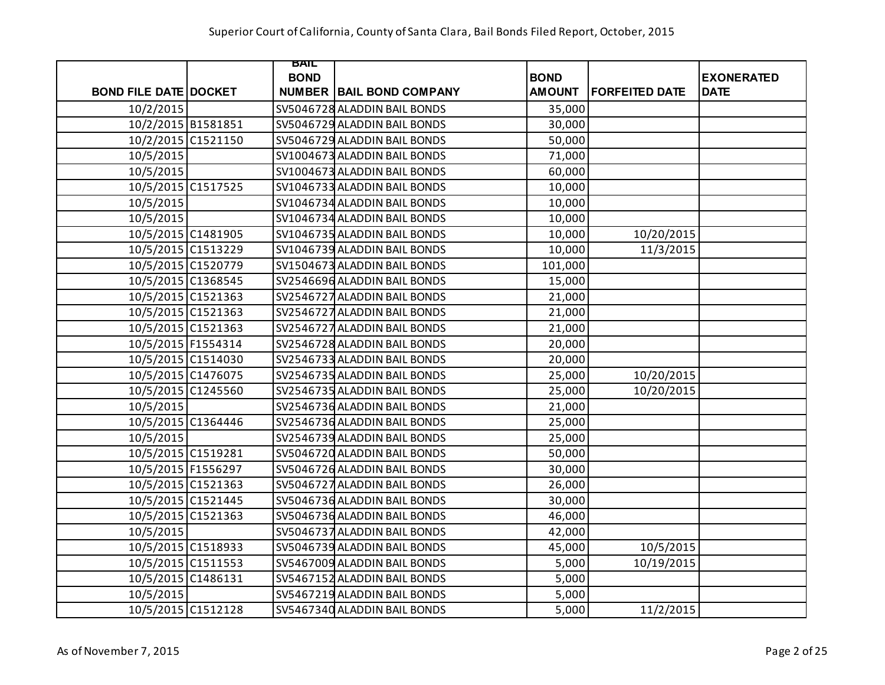| BOND FILE DATE | DOCKET | BAIL BOND NUMBER | BAIL BOND COMPANY | BOND AMOUNT | FORFEITED DATE | EXONERATED DATE |
|---|---|---|---|---|---|---|
| 10/2/2015 | | SV5046728 | ALADDIN BAIL BONDS | 35,000 | | |
| 10/2/2015 | B1581851 | SV5046729 | ALADDIN BAIL BONDS | 30,000 | | |
| 10/2/2015 | C1521150 | SV5046729 | ALADDIN BAIL BONDS | 50,000 | | |
| 10/5/2015 | | SV1004673 | ALADDIN BAIL BONDS | 71,000 | | |
| 10/5/2015 | | SV1004673 | ALADDIN BAIL BONDS | 60,000 | | |
| 10/5/2015 | C1517525 | SV1046733 | ALADDIN BAIL BONDS | 10,000 | | |
| 10/5/2015 | | SV1046734 | ALADDIN BAIL BONDS | 10,000 | | |
| 10/5/2015 | | SV1046734 | ALADDIN BAIL BONDS | 10,000 | | |
| 10/5/2015 | C1481905 | SV1046735 | ALADDIN BAIL BONDS | 10,000 | 10/20/2015 | |
| 10/5/2015 | C1513229 | SV1046739 | ALADDIN BAIL BONDS | 10,000 | 11/3/2015 | |
| 10/5/2015 | C1520779 | SV1504673 | ALADDIN BAIL BONDS | 101,000 | | |
| 10/5/2015 | C1368545 | SV2546696 | ALADDIN BAIL BONDS | 15,000 | | |
| 10/5/2015 | C1521363 | SV2546727 | ALADDIN BAIL BONDS | 21,000 | | |
| 10/5/2015 | C1521363 | SV2546727 | ALADDIN BAIL BONDS | 21,000 | | |
| 10/5/2015 | C1521363 | SV2546727 | ALADDIN BAIL BONDS | 21,000 | | |
| 10/5/2015 | F1554314 | SV2546728 | ALADDIN BAIL BONDS | 20,000 | | |
| 10/5/2015 | C1514030 | SV2546733 | ALADDIN BAIL BONDS | 20,000 | | |
| 10/5/2015 | C1476075 | SV2546735 | ALADDIN BAIL BONDS | 25,000 | 10/20/2015 | |
| 10/5/2015 | C1245560 | SV2546735 | ALADDIN BAIL BONDS | 25,000 | 10/20/2015 | |
| 10/5/2015 | | SV2546736 | ALADDIN BAIL BONDS | 21,000 | | |
| 10/5/2015 | C1364446 | SV2546736 | ALADDIN BAIL BONDS | 25,000 | | |
| 10/5/2015 | | SV2546739 | ALADDIN BAIL BONDS | 25,000 | | |
| 10/5/2015 | C1519281 | SV5046720 | ALADDIN BAIL BONDS | 50,000 | | |
| 10/5/2015 | F1556297 | SV5046726 | ALADDIN BAIL BONDS | 30,000 | | |
| 10/5/2015 | C1521363 | SV5046727 | ALADDIN BAIL BONDS | 26,000 | | |
| 10/5/2015 | C1521445 | SV5046736 | ALADDIN BAIL BONDS | 30,000 | | |
| 10/5/2015 | C1521363 | SV5046736 | ALADDIN BAIL BONDS | 46,000 | | |
| 10/5/2015 | | SV5046737 | ALADDIN BAIL BONDS | 42,000 | | |
| 10/5/2015 | C1518933 | SV5046739 | ALADDIN BAIL BONDS | 45,000 | 10/5/2015 | |
| 10/5/2015 | C1511553 | SV5467009 | ALADDIN BAIL BONDS | 5,000 | 10/19/2015 | |
| 10/5/2015 | C1486131 | SV5467152 | ALADDIN BAIL BONDS | 5,000 | | |
| 10/5/2015 | | SV5467219 | ALADDIN BAIL BONDS | 5,000 | | |
| 10/5/2015 | C1512128 | SV5467340 | ALADDIN BAIL BONDS | 5,000 | 11/2/2015 | |

As of November 7, 2015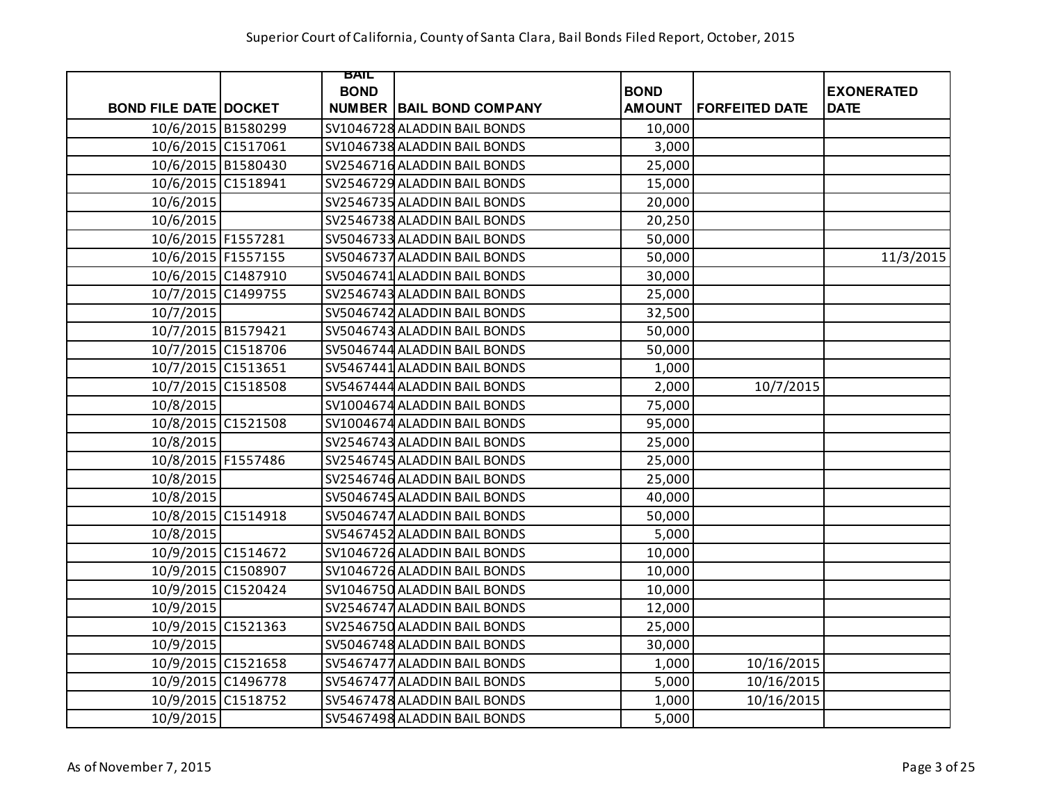Superior Court of California, County of Santa Clara, Bail Bonds Filed Report, October, 2015

| BOND FILE DATE | DOCKET | BAIL BOND NUMBER | BAIL BOND COMPANY | BOND AMOUNT | FORFEITED DATE | EXONERATED DATE |
|---|---|---|---|---|---|---|
| 10/6/2015 | B1580299 | SV1046728 | ALADDIN BAIL BONDS | 10,000 | | |
| 10/6/2015 | C1517061 | SV1046738 | ALADDIN BAIL BONDS | 3,000 | | |
| 10/6/2015 | B1580430 | SV2546716 | ALADDIN BAIL BONDS | 25,000 | | |
| 10/6/2015 | C1518941 | SV2546729 | ALADDIN BAIL BONDS | 15,000 | | |
| 10/6/2015 | | SV2546735 | ALADDIN BAIL BONDS | 20,000 | | |
| 10/6/2015 | | SV2546738 | ALADDIN BAIL BONDS | 20,250 | | |
| 10/6/2015 | F1557281 | SV5046733 | ALADDIN BAIL BONDS | 50,000 | | |
| 10/6/2015 | F1557155 | SV5046737 | ALADDIN BAIL BONDS | 50,000 | | 11/3/2015 |
| 10/6/2015 | C1487910 | SV5046741 | ALADDIN BAIL BONDS | 30,000 | | |
| 10/7/2015 | C1499755 | SV2546743 | ALADDIN BAIL BONDS | 25,000 | | |
| 10/7/2015 | | SV5046742 | ALADDIN BAIL BONDS | 32,500 | | |
| 10/7/2015 | B1579421 | SV5046743 | ALADDIN BAIL BONDS | 50,000 | | |
| 10/7/2015 | C1518706 | SV5046744 | ALADDIN BAIL BONDS | 50,000 | | |
| 10/7/2015 | C1513651 | SV5467441 | ALADDIN BAIL BONDS | 1,000 | | |
| 10/7/2015 | C1518508 | SV5467444 | ALADDIN BAIL BONDS | 2,000 | 10/7/2015 | |
| 10/8/2015 | | SV1004674 | ALADDIN BAIL BONDS | 75,000 | | |
| 10/8/2015 | C1521508 | SV1004674 | ALADDIN BAIL BONDS | 95,000 | | |
| 10/8/2015 | | SV2546743 | ALADDIN BAIL BONDS | 25,000 | | |
| 10/8/2015 | F1557486 | SV2546745 | ALADDIN BAIL BONDS | 25,000 | | |
| 10/8/2015 | | SV2546746 | ALADDIN BAIL BONDS | 25,000 | | |
| 10/8/2015 | | SV5046745 | ALADDIN BAIL BONDS | 40,000 | | |
| 10/8/2015 | C1514918 | SV5046747 | ALADDIN BAIL BONDS | 50,000 | | |
| 10/8/2015 | | SV5467452 | ALADDIN BAIL BONDS | 5,000 | | |
| 10/9/2015 | C1514672 | SV1046726 | ALADDIN BAIL BONDS | 10,000 | | |
| 10/9/2015 | C1508907 | SV1046726 | ALADDIN BAIL BONDS | 10,000 | | |
| 10/9/2015 | C1520424 | SV1046750 | ALADDIN BAIL BONDS | 10,000 | | |
| 10/9/2015 | | SV2546747 | ALADDIN BAIL BONDS | 12,000 | | |
| 10/9/2015 | C1521363 | SV2546750 | ALADDIN BAIL BONDS | 25,000 | | |
| 10/9/2015 | | SV5046748 | ALADDIN BAIL BONDS | 30,000 | | |
| 10/9/2015 | C1521658 | SV5467477 | ALADDIN BAIL BONDS | 1,000 | 10/16/2015 | |
| 10/9/2015 | C1496778 | SV5467477 | ALADDIN BAIL BONDS | 5,000 | 10/16/2015 | |
| 10/9/2015 | C1518752 | SV5467478 | ALADDIN BAIL BONDS | 1,000 | 10/16/2015 | |
| 10/9/2015 | | SV5467498 | ALADDIN BAIL BONDS | 5,000 | | |

As of November 7, 2015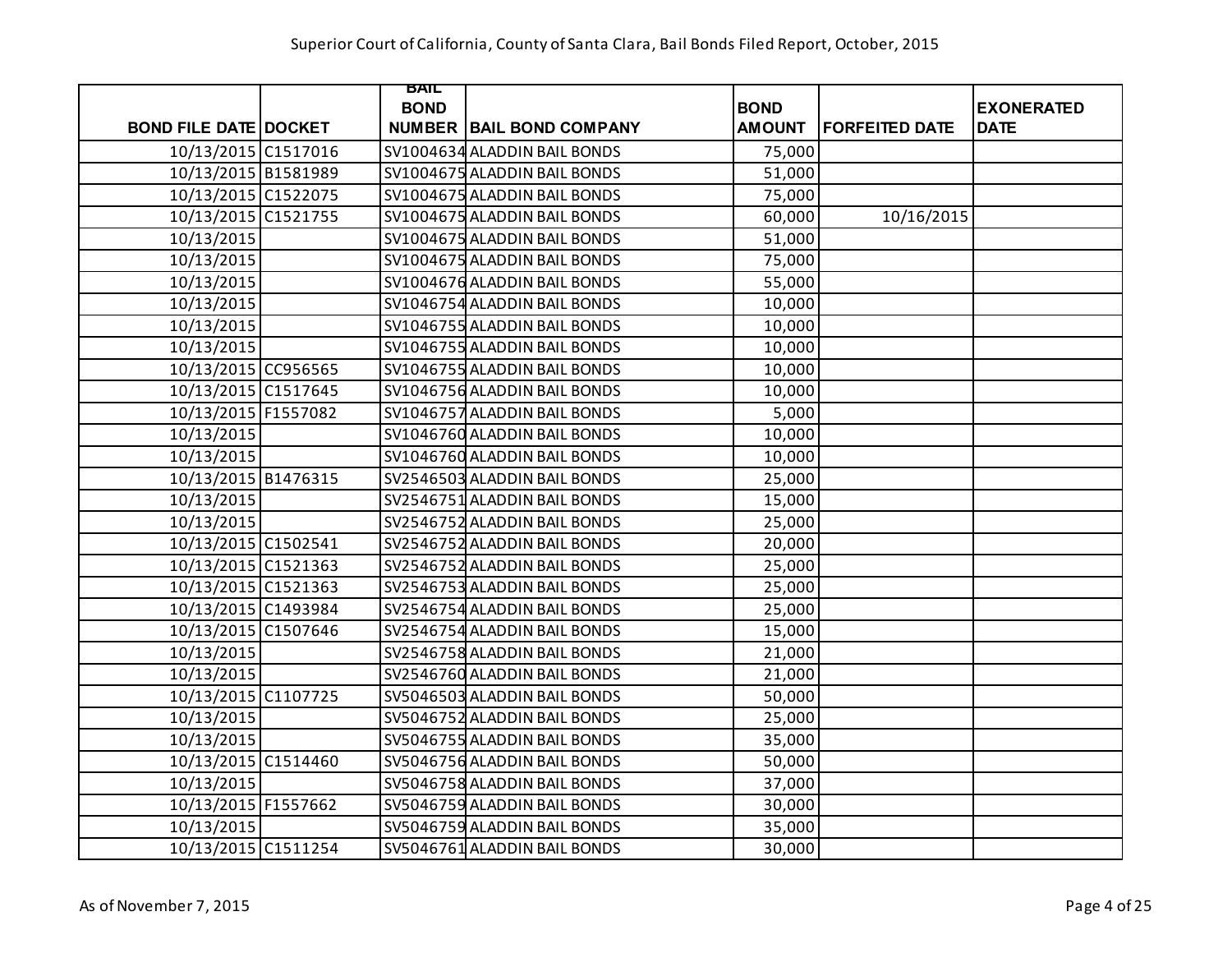Superior Court of California, County of Santa Clara, Bail Bonds Filed Report, October, 2015

| BOND FILE DATE | DOCKET | BAIL BOND NUMBER | BAIL BOND COMPANY | BOND AMOUNT | FORFEITED DATE | EXONERATED DATE |
|---|---|---|---|---|---|---|
| 10/13/2015 | C1517016 | SV1004634 | ALADDIN BAIL BONDS | 75,000 | | |
| 10/13/2015 | B1581989 | SV1004675 | ALADDIN BAIL BONDS | 51,000 | | |
| 10/13/2015 | C1522075 | SV1004675 | ALADDIN BAIL BONDS | 75,000 | | |
| 10/13/2015 | C1521755 | SV1004675 | ALADDIN BAIL BONDS | 60,000 | 10/16/2015 | |
| 10/13/2015 | | SV1004675 | ALADDIN BAIL BONDS | 51,000 | | |
| 10/13/2015 | | SV1004675 | ALADDIN BAIL BONDS | 75,000 | | |
| 10/13/2015 | | SV1004676 | ALADDIN BAIL BONDS | 55,000 | | |
| 10/13/2015 | | SV1046754 | ALADDIN BAIL BONDS | 10,000 | | |
| 10/13/2015 | | SV1046755 | ALADDIN BAIL BONDS | 10,000 | | |
| 10/13/2015 | | SV1046755 | ALADDIN BAIL BONDS | 10,000 | | |
| 10/13/2015 | CC956565 | SV1046755 | ALADDIN BAIL BONDS | 10,000 | | |
| 10/13/2015 | C1517645 | SV1046756 | ALADDIN BAIL BONDS | 10,000 | | |
| 10/13/2015 | F1557082 | SV1046757 | ALADDIN BAIL BONDS | 5,000 | | |
| 10/13/2015 | | SV1046760 | ALADDIN BAIL BONDS | 10,000 | | |
| 10/13/2015 | | SV1046760 | ALADDIN BAIL BONDS | 10,000 | | |
| 10/13/2015 | B1476315 | SV2546503 | ALADDIN BAIL BONDS | 25,000 | | |
| 10/13/2015 | | SV2546751 | ALADDIN BAIL BONDS | 15,000 | | |
| 10/13/2015 | | SV2546752 | ALADDIN BAIL BONDS | 25,000 | | |
| 10/13/2015 | C1502541 | SV2546752 | ALADDIN BAIL BONDS | 20,000 | | |
| 10/13/2015 | C1521363 | SV2546752 | ALADDIN BAIL BONDS | 25,000 | | |
| 10/13/2015 | C1521363 | SV2546753 | ALADDIN BAIL BONDS | 25,000 | | |
| 10/13/2015 | C1493984 | SV2546754 | ALADDIN BAIL BONDS | 25,000 | | |
| 10/13/2015 | C1507646 | SV2546754 | ALADDIN BAIL BONDS | 15,000 | | |
| 10/13/2015 | | SV2546758 | ALADDIN BAIL BONDS | 21,000 | | |
| 10/13/2015 | | SV2546760 | ALADDIN BAIL BONDS | 21,000 | | |
| 10/13/2015 | C1107725 | SV5046503 | ALADDIN BAIL BONDS | 50,000 | | |
| 10/13/2015 | | SV5046752 | ALADDIN BAIL BONDS | 25,000 | | |
| 10/13/2015 | | SV5046755 | ALADDIN BAIL BONDS | 35,000 | | |
| 10/13/2015 | C1514460 | SV5046756 | ALADDIN BAIL BONDS | 50,000 | | |
| 10/13/2015 | | SV5046758 | ALADDIN BAIL BONDS | 37,000 | | |
| 10/13/2015 | F1557662 | SV5046759 | ALADDIN BAIL BONDS | 30,000 | | |
| 10/13/2015 | | SV5046759 | ALADDIN BAIL BONDS | 35,000 | | |
| 10/13/2015 | C1511254 | SV5046761 | ALADDIN BAIL BONDS | 30,000 | | |

As of November 7, 2015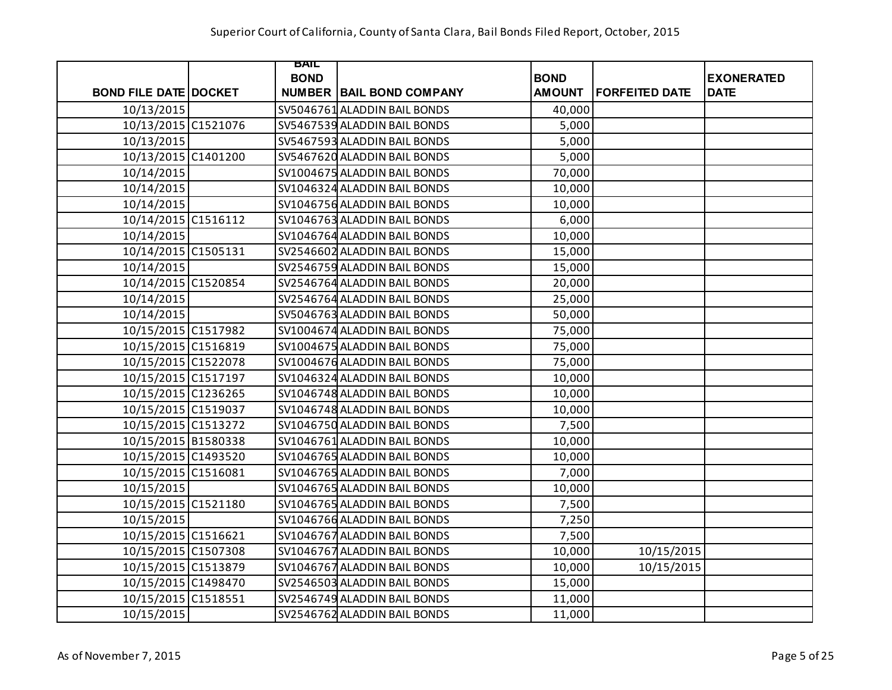| BOND FILE DATE | DOCKET | BAIL BOND NUMBER | BAIL BOND COMPANY | BOND AMOUNT | FORFEITED DATE | EXONERATED DATE |
|---|---|---|---|---|---|---|
| 10/13/2015 | | SV5046761 | ALADDIN BAIL BONDS | 40,000 | | |
| 10/13/2015 | C1521076 | SV5467539 | ALADDIN BAIL BONDS | 5,000 | | |
| 10/13/2015 | | SV5467593 | ALADDIN BAIL BONDS | 5,000 | | |
| 10/13/2015 | C1401200 | SV5467620 | ALADDIN BAIL BONDS | 5,000 | | |
| 10/14/2015 | | SV1004675 | ALADDIN BAIL BONDS | 70,000 | | |
| 10/14/2015 | | SV1046324 | ALADDIN BAIL BONDS | 10,000 | | |
| 10/14/2015 | | SV1046756 | ALADDIN BAIL BONDS | 10,000 | | |
| 10/14/2015 | C1516112 | SV1046763 | ALADDIN BAIL BONDS | 6,000 | | |
| 10/14/2015 | | SV1046764 | ALADDIN BAIL BONDS | 10,000 | | |
| 10/14/2015 | C1505131 | SV2546602 | ALADDIN BAIL BONDS | 15,000 | | |
| 10/14/2015 | | SV2546759 | ALADDIN BAIL BONDS | 15,000 | | |
| 10/14/2015 | C1520854 | SV2546764 | ALADDIN BAIL BONDS | 20,000 | | |
| 10/14/2015 | | SV2546764 | ALADDIN BAIL BONDS | 25,000 | | |
| 10/14/2015 | | SV5046763 | ALADDIN BAIL BONDS | 50,000 | | |
| 10/15/2015 | C1517982 | SV1004674 | ALADDIN BAIL BONDS | 75,000 | | |
| 10/15/2015 | C1516819 | SV1004675 | ALADDIN BAIL BONDS | 75,000 | | |
| 10/15/2015 | C1522078 | SV1004676 | ALADDIN BAIL BONDS | 75,000 | | |
| 10/15/2015 | C1517197 | SV1046324 | ALADDIN BAIL BONDS | 10,000 | | |
| 10/15/2015 | C1236265 | SV1046748 | ALADDIN BAIL BONDS | 10,000 | | |
| 10/15/2015 | C1519037 | SV1046748 | ALADDIN BAIL BONDS | 10,000 | | |
| 10/15/2015 | C1513272 | SV1046750 | ALADDIN BAIL BONDS | 7,500 | | |
| 10/15/2015 | B1580338 | SV1046761 | ALADDIN BAIL BONDS | 10,000 | | |
| 10/15/2015 | C1493520 | SV1046765 | ALADDIN BAIL BONDS | 10,000 | | |
| 10/15/2015 | C1516081 | SV1046765 | ALADDIN BAIL BONDS | 7,000 | | |
| 10/15/2015 | | SV1046765 | ALADDIN BAIL BONDS | 10,000 | | |
| 10/15/2015 | C1521180 | SV1046765 | ALADDIN BAIL BONDS | 7,500 | | |
| 10/15/2015 | | SV1046766 | ALADDIN BAIL BONDS | 7,250 | | |
| 10/15/2015 | C1516621 | SV1046767 | ALADDIN BAIL BONDS | 7,500 | | |
| 10/15/2015 | C1507308 | SV1046767 | ALADDIN BAIL BONDS | 10,000 | 10/15/2015 | |
| 10/15/2015 | C1513879 | SV1046767 | ALADDIN BAIL BONDS | 10,000 | 10/15/2015 | |
| 10/15/2015 | C1498470 | SV2546503 | ALADDIN BAIL BONDS | 15,000 | | |
| 10/15/2015 | C1518551 | SV2546749 | ALADDIN BAIL BONDS | 11,000 | | |
| 10/15/2015 | | SV2546762 | ALADDIN BAIL BONDS | 11,000 | | |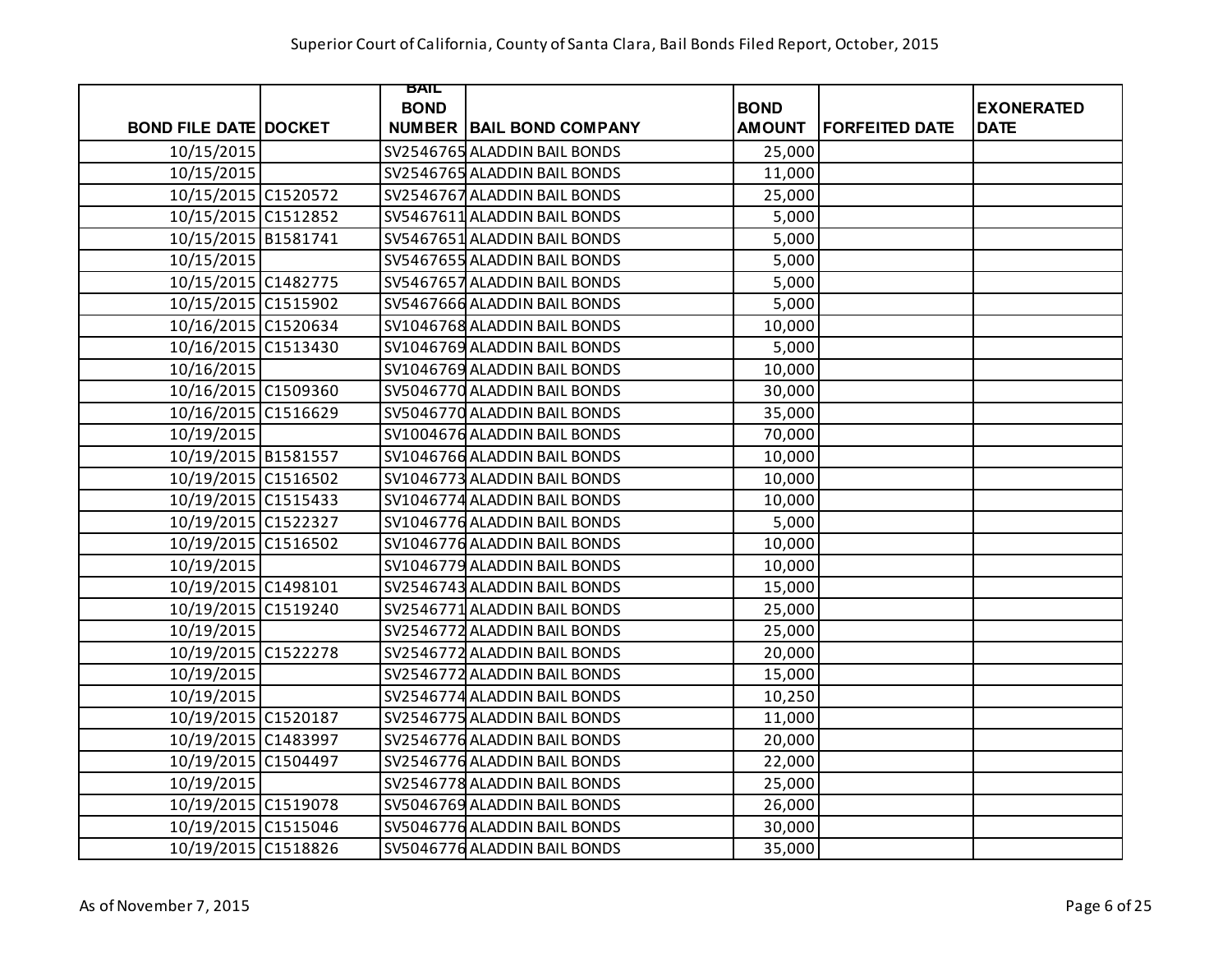Superior Court of California, County of Santa Clara, Bail Bonds Filed Report, October, 2015

| BOND FILE DATE | DOCKET | BAIL BOND NUMBER | BAIL BOND COMPANY | BOND AMOUNT | FORFEITED DATE | EXONERATED DATE |
|---|---|---|---|---|---|---|
| 10/15/2015 | | SV2546765 | ALADDIN BAIL BONDS | 25,000 | | |
| 10/15/2015 | | SV2546765 | ALADDIN BAIL BONDS | 11,000 | | |
| 10/15/2015 | C1520572 | SV2546767 | ALADDIN BAIL BONDS | 25,000 | | |
| 10/15/2015 | C1512852 | SV5467611 | ALADDIN BAIL BONDS | 5,000 | | |
| 10/15/2015 | B1581741 | SV5467651 | ALADDIN BAIL BONDS | 5,000 | | |
| 10/15/2015 | | SV5467655 | ALADDIN BAIL BONDS | 5,000 | | |
| 10/15/2015 | C1482775 | SV5467657 | ALADDIN BAIL BONDS | 5,000 | | |
| 10/15/2015 | C1515902 | SV5467666 | ALADDIN BAIL BONDS | 5,000 | | |
| 10/16/2015 | C1520634 | SV1046768 | ALADDIN BAIL BONDS | 10,000 | | |
| 10/16/2015 | C1513430 | SV1046769 | ALADDIN BAIL BONDS | 5,000 | | |
| 10/16/2015 | | SV1046769 | ALADDIN BAIL BONDS | 10,000 | | |
| 10/16/2015 | C1509360 | SV5046770 | ALADDIN BAIL BONDS | 30,000 | | |
| 10/16/2015 | C1516629 | SV5046770 | ALADDIN BAIL BONDS | 35,000 | | |
| 10/19/2015 | | SV1004676 | ALADDIN BAIL BONDS | 70,000 | | |
| 10/19/2015 | B1581557 | SV1046766 | ALADDIN BAIL BONDS | 10,000 | | |
| 10/19/2015 | C1516502 | SV1046773 | ALADDIN BAIL BONDS | 10,000 | | |
| 10/19/2015 | C1515433 | SV1046774 | ALADDIN BAIL BONDS | 10,000 | | |
| 10/19/2015 | C1522327 | SV1046776 | ALADDIN BAIL BONDS | 5,000 | | |
| 10/19/2015 | C1516502 | SV1046776 | ALADDIN BAIL BONDS | 10,000 | | |
| 10/19/2015 | | SV1046779 | ALADDIN BAIL BONDS | 10,000 | | |
| 10/19/2015 | C1498101 | SV2546743 | ALADDIN BAIL BONDS | 15,000 | | |
| 10/19/2015 | C1519240 | SV2546771 | ALADDIN BAIL BONDS | 25,000 | | |
| 10/19/2015 | | SV2546772 | ALADDIN BAIL BONDS | 25,000 | | |
| 10/19/2015 | C1522278 | SV2546772 | ALADDIN BAIL BONDS | 20,000 | | |
| 10/19/2015 | | SV2546772 | ALADDIN BAIL BONDS | 15,000 | | |
| 10/19/2015 | | SV2546774 | ALADDIN BAIL BONDS | 10,250 | | |
| 10/19/2015 | C1520187 | SV2546775 | ALADDIN BAIL BONDS | 11,000 | | |
| 10/19/2015 | C1483997 | SV2546776 | ALADDIN BAIL BONDS | 20,000 | | |
| 10/19/2015 | C1504497 | SV2546776 | ALADDIN BAIL BONDS | 22,000 | | |
| 10/19/2015 | | SV2546778 | ALADDIN BAIL BONDS | 25,000 | | |
| 10/19/2015 | C1519078 | SV5046769 | ALADDIN BAIL BONDS | 26,000 | | |
| 10/19/2015 | C1515046 | SV5046776 | ALADDIN BAIL BONDS | 30,000 | | |
| 10/19/2015 | C1518826 | SV5046776 | ALADDIN BAIL BONDS | 35,000 | | |

As of November 7, 2015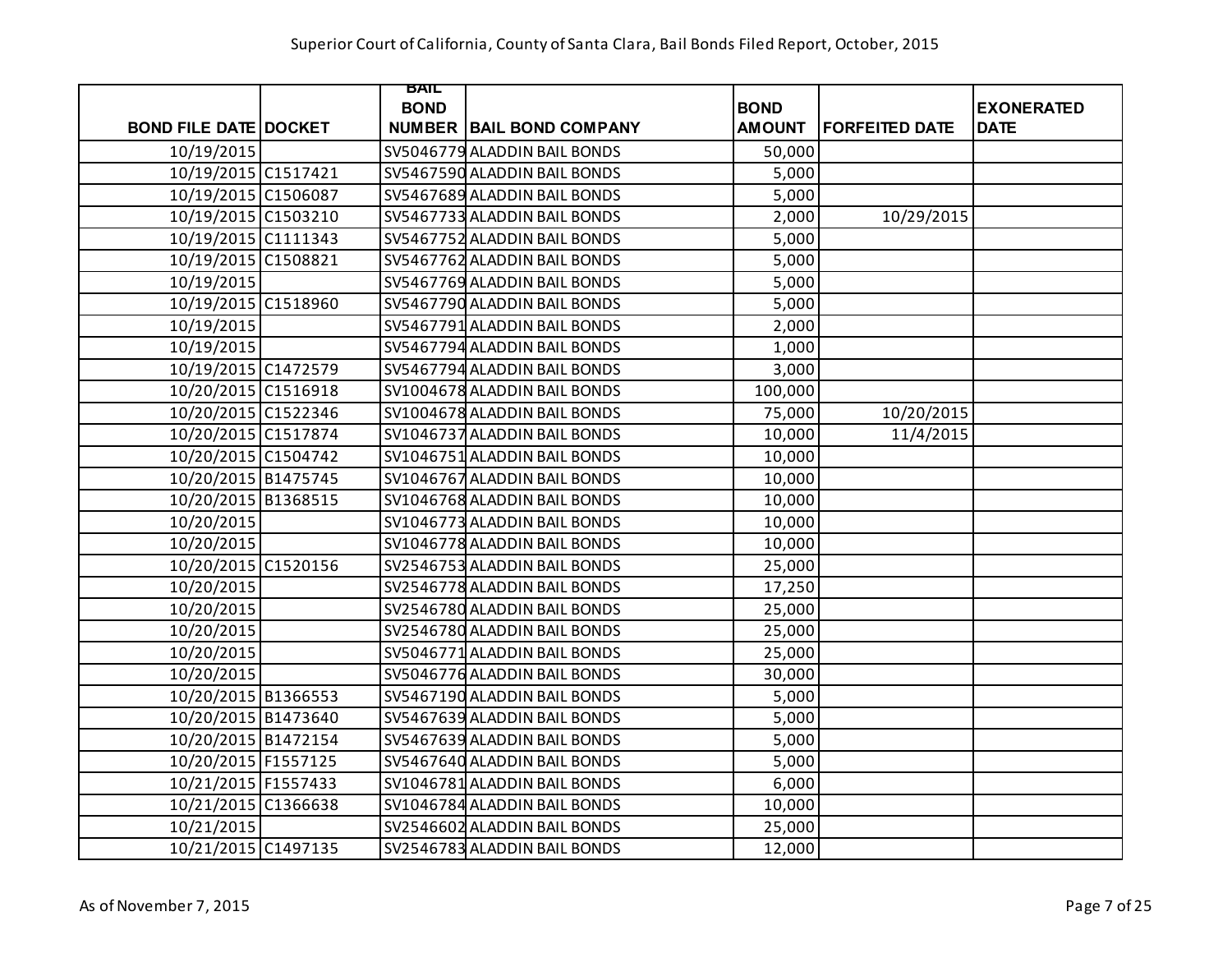Superior Court of California, County of Santa Clara, Bail Bonds Filed Report, October, 2015

| BOND FILE DATE | DOCKET | BAIL BOND NUMBER | BAIL BOND COMPANY | BOND AMOUNT | FORFEITED DATE | EXONERATED DATE |
|---|---|---|---|---|---|---|
| 10/19/2015 | | SV5046779 | ALADDIN BAIL BONDS | 50,000 | | |
| 10/19/2015 | C1517421 | SV5467590 | ALADDIN BAIL BONDS | 5,000 | | |
| 10/19/2015 | C1506087 | SV5467689 | ALADDIN BAIL BONDS | 5,000 | | |
| 10/19/2015 | C1503210 | SV5467733 | ALADDIN BAIL BONDS | 2,000 | 10/29/2015 | |
| 10/19/2015 | C1111343 | SV5467752 | ALADDIN BAIL BONDS | 5,000 | | |
| 10/19/2015 | C1508821 | SV5467762 | ALADDIN BAIL BONDS | 5,000 | | |
| 10/19/2015 | | SV5467769 | ALADDIN BAIL BONDS | 5,000 | | |
| 10/19/2015 | C1518960 | SV5467790 | ALADDIN BAIL BONDS | 5,000 | | |
| 10/19/2015 | | SV5467791 | ALADDIN BAIL BONDS | 2,000 | | |
| 10/19/2015 | | SV5467794 | ALADDIN BAIL BONDS | 1,000 | | |
| 10/19/2015 | C1472579 | SV5467794 | ALADDIN BAIL BONDS | 3,000 | | |
| 10/20/2015 | C1516918 | SV1004678 | ALADDIN BAIL BONDS | 100,000 | | |
| 10/20/2015 | C1522346 | SV1004678 | ALADDIN BAIL BONDS | 75,000 | 10/20/2015 | |
| 10/20/2015 | C1517874 | SV1046737 | ALADDIN BAIL BONDS | 10,000 | 11/4/2015 | |
| 10/20/2015 | C1504742 | SV1046751 | ALADDIN BAIL BONDS | 10,000 | | |
| 10/20/2015 | B1475745 | SV1046767 | ALADDIN BAIL BONDS | 10,000 | | |
| 10/20/2015 | B1368515 | SV1046768 | ALADDIN BAIL BONDS | 10,000 | | |
| 10/20/2015 | | SV1046773 | ALADDIN BAIL BONDS | 10,000 | | |
| 10/20/2015 | | SV1046778 | ALADDIN BAIL BONDS | 10,000 | | |
| 10/20/2015 | C1520156 | SV2546753 | ALADDIN BAIL BONDS | 25,000 | | |
| 10/20/2015 | | SV2546778 | ALADDIN BAIL BONDS | 17,250 | | |
| 10/20/2015 | | SV2546780 | ALADDIN BAIL BONDS | 25,000 | | |
| 10/20/2015 | | SV2546780 | ALADDIN BAIL BONDS | 25,000 | | |
| 10/20/2015 | | SV5046771 | ALADDIN BAIL BONDS | 25,000 | | |
| 10/20/2015 | | SV5046776 | ALADDIN BAIL BONDS | 30,000 | | |
| 10/20/2015 | B1366553 | SV5467190 | ALADDIN BAIL BONDS | 5,000 | | |
| 10/20/2015 | B1473640 | SV5467639 | ALADDIN BAIL BONDS | 5,000 | | |
| 10/20/2015 | B1472154 | SV5467639 | ALADDIN BAIL BONDS | 5,000 | | |
| 10/20/2015 | F1557125 | SV5467640 | ALADDIN BAIL BONDS | 5,000 | | |
| 10/21/2015 | F1557433 | SV1046781 | ALADDIN BAIL BONDS | 6,000 | | |
| 10/21/2015 | C1366638 | SV1046784 | ALADDIN BAIL BONDS | 10,000 | | |
| 10/21/2015 | | SV2546602 | ALADDIN BAIL BONDS | 25,000 | | |
| 10/21/2015 | C1497135 | SV2546783 | ALADDIN BAIL BONDS | 12,000 | | |

As of November 7, 2015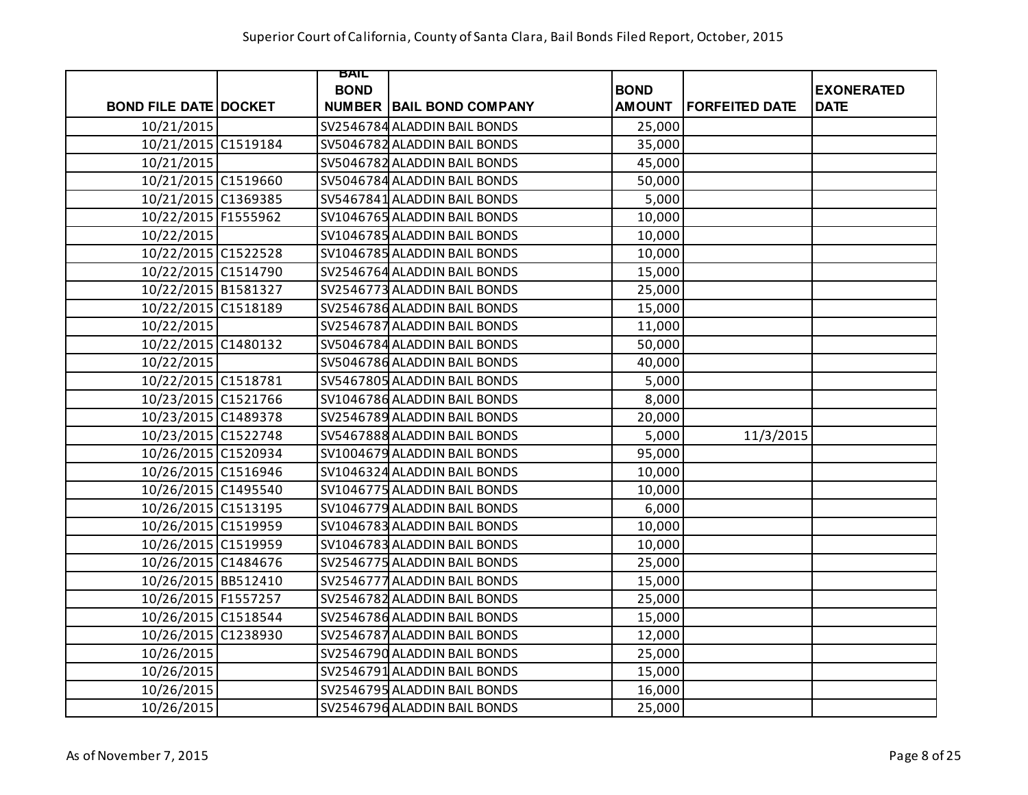Superior Court of California, County of Santa Clara, Bail Bonds Filed Report, October, 2015

| BOND FILE DATE | DOCKET | BAIL BOND NUMBER | BAIL BOND COMPANY | BOND AMOUNT | FORFEITED DATE | EXONERATED DATE |
|---|---|---|---|---|---|---|
| 10/21/2015 | | SV2546784 | ALADDIN BAIL BONDS | 25,000 | | |
| 10/21/2015 | C1519184 | SV5046782 | ALADDIN BAIL BONDS | 35,000 | | |
| 10/21/2015 | | SV5046782 | ALADDIN BAIL BONDS | 45,000 | | |
| 10/21/2015 | C1519660 | SV5046784 | ALADDIN BAIL BONDS | 50,000 | | |
| 10/21/2015 | C1369385 | SV5467841 | ALADDIN BAIL BONDS | 5,000 | | |
| 10/22/2015 | F1555962 | SV1046765 | ALADDIN BAIL BONDS | 10,000 | | |
| 10/22/2015 | | SV1046785 | ALADDIN BAIL BONDS | 10,000 | | |
| 10/22/2015 | C1522528 | SV1046785 | ALADDIN BAIL BONDS | 10,000 | | |
| 10/22/2015 | C1514790 | SV2546764 | ALADDIN BAIL BONDS | 15,000 | | |
| 10/22/2015 | B1581327 | SV2546773 | ALADDIN BAIL BONDS | 25,000 | | |
| 10/22/2015 | C1518189 | SV2546786 | ALADDIN BAIL BONDS | 15,000 | | |
| 10/22/2015 | | SV2546787 | ALADDIN BAIL BONDS | 11,000 | | |
| 10/22/2015 | C1480132 | SV5046784 | ALADDIN BAIL BONDS | 50,000 | | |
| 10/22/2015 | | SV5046786 | ALADDIN BAIL BONDS | 40,000 | | |
| 10/22/2015 | C1518781 | SV5467805 | ALADDIN BAIL BONDS | 5,000 | | |
| 10/23/2015 | C1521766 | SV1046786 | ALADDIN BAIL BONDS | 8,000 | | |
| 10/23/2015 | C1489378 | SV2546789 | ALADDIN BAIL BONDS | 20,000 | | |
| 10/23/2015 | C1522748 | SV5467888 | ALADDIN BAIL BONDS | 5,000 | 11/3/2015 | |
| 10/26/2015 | C1520934 | SV1004679 | ALADDIN BAIL BONDS | 95,000 | | |
| 10/26/2015 | C1516946 | SV1046324 | ALADDIN BAIL BONDS | 10,000 | | |
| 10/26/2015 | C1495540 | SV1046775 | ALADDIN BAIL BONDS | 10,000 | | |
| 10/26/2015 | C1513195 | SV1046779 | ALADDIN BAIL BONDS | 6,000 | | |
| 10/26/2015 | C1519959 | SV1046783 | ALADDIN BAIL BONDS | 10,000 | | |
| 10/26/2015 | C1519959 | SV1046783 | ALADDIN BAIL BONDS | 10,000 | | |
| 10/26/2015 | C1484676 | SV2546775 | ALADDIN BAIL BONDS | 25,000 | | |
| 10/26/2015 | BB512410 | SV2546777 | ALADDIN BAIL BONDS | 15,000 | | |
| 10/26/2015 | F1557257 | SV2546782 | ALADDIN BAIL BONDS | 25,000 | | |
| 10/26/2015 | C1518544 | SV2546786 | ALADDIN BAIL BONDS | 15,000 | | |
| 10/26/2015 | C1238930 | SV2546787 | ALADDIN BAIL BONDS | 12,000 | | |
| 10/26/2015 | | SV2546790 | ALADDIN BAIL BONDS | 25,000 | | |
| 10/26/2015 | | SV2546791 | ALADDIN BAIL BONDS | 15,000 | | |
| 10/26/2015 | | SV2546795 | ALADDIN BAIL BONDS | 16,000 | | |
| 10/26/2015 | | SV2546796 | ALADDIN BAIL BONDS | 25,000 | | |

As of November 7, 2015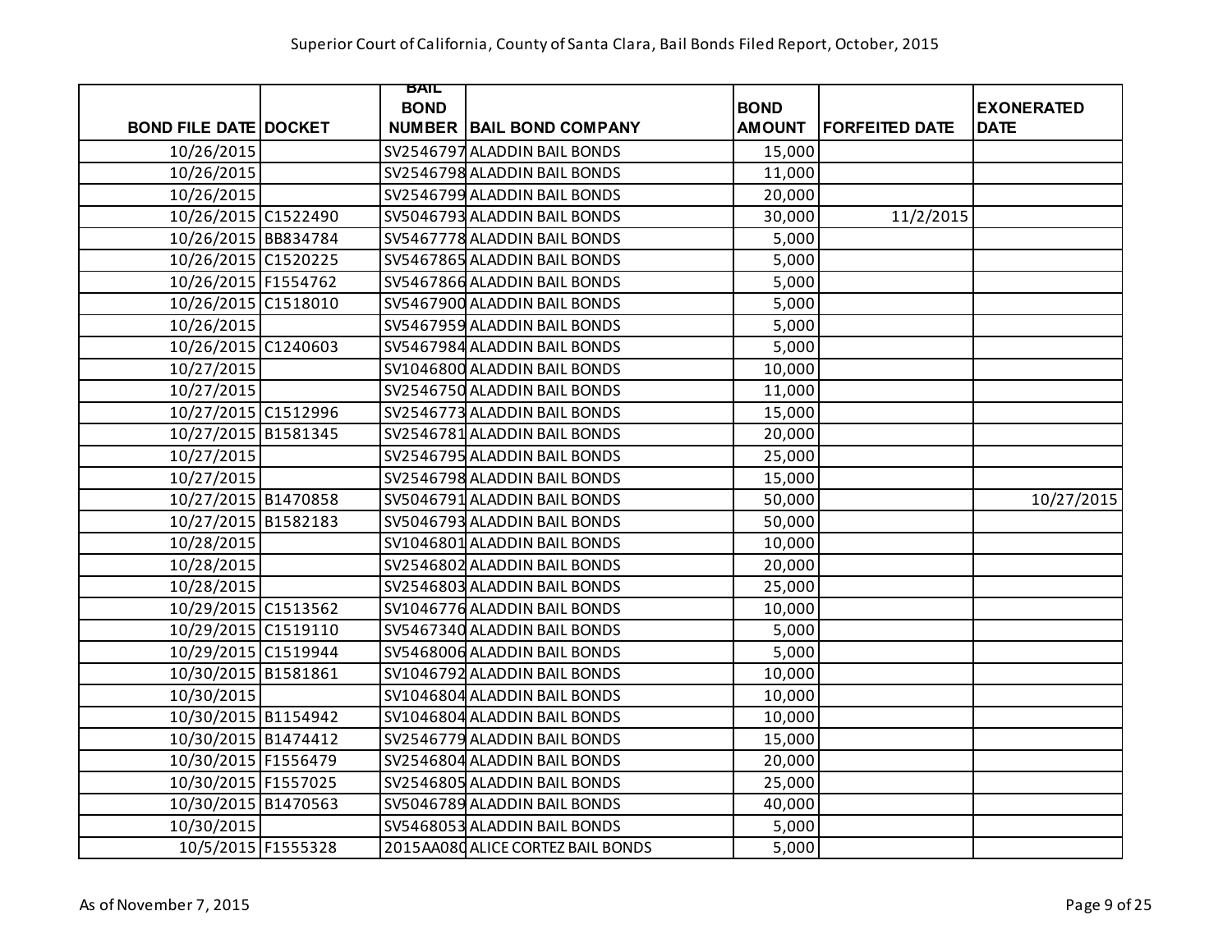Superior Court of California, County of Santa Clara, Bail Bonds Filed Report, October, 2015

| BOND FILE DATE | DOCKET | BAIL BOND NUMBER | BAIL BOND COMPANY | BOND AMOUNT | FORFEITED DATE | EXONERATED DATE |
|---|---|---|---|---|---|---|
| 10/26/2015 | | SV2546797 | ALADDIN BAIL BONDS | 15,000 | | |
| 10/26/2015 | | SV2546798 | ALADDIN BAIL BONDS | 11,000 | | |
| 10/26/2015 | | SV2546799 | ALADDIN BAIL BONDS | 20,000 | | |
| 10/26/2015 | C1522490 | SV5046793 | ALADDIN BAIL BONDS | 30,000 | 11/2/2015 | |
| 10/26/2015 | BB834784 | SV5467778 | ALADDIN BAIL BONDS | 5,000 | | |
| 10/26/2015 | C1520225 | SV5467865 | ALADDIN BAIL BONDS | 5,000 | | |
| 10/26/2015 | F1554762 | SV5467866 | ALADDIN BAIL BONDS | 5,000 | | |
| 10/26/2015 | C1518010 | SV5467900 | ALADDIN BAIL BONDS | 5,000 | | |
| 10/26/2015 | | SV5467959 | ALADDIN BAIL BONDS | 5,000 | | |
| 10/26/2015 | C1240603 | SV5467984 | ALADDIN BAIL BONDS | 5,000 | | |
| 10/27/2015 | | SV1046800 | ALADDIN BAIL BONDS | 10,000 | | |
| 10/27/2015 | | SV2546750 | ALADDIN BAIL BONDS | 11,000 | | |
| 10/27/2015 | C1512996 | SV2546773 | ALADDIN BAIL BONDS | 15,000 | | |
| 10/27/2015 | B1581345 | SV2546781 | ALADDIN BAIL BONDS | 20,000 | | |
| 10/27/2015 | | SV2546795 | ALADDIN BAIL BONDS | 25,000 | | |
| 10/27/2015 | | SV2546798 | ALADDIN BAIL BONDS | 15,000 | | |
| 10/27/2015 | B1470858 | SV5046791 | ALADDIN BAIL BONDS | 50,000 | | 10/27/2015 |
| 10/27/2015 | B1582183 | SV5046793 | ALADDIN BAIL BONDS | 50,000 | | |
| 10/28/2015 | | SV1046801 | ALADDIN BAIL BONDS | 10,000 | | |
| 10/28/2015 | | SV2546802 | ALADDIN BAIL BONDS | 20,000 | | |
| 10/28/2015 | | SV2546803 | ALADDIN BAIL BONDS | 25,000 | | |
| 10/29/2015 | C1513562 | SV1046776 | ALADDIN BAIL BONDS | 10,000 | | |
| 10/29/2015 | C1519110 | SV5467340 | ALADDIN BAIL BONDS | 5,000 | | |
| 10/29/2015 | C1519944 | SV5468006 | ALADDIN BAIL BONDS | 5,000 | | |
| 10/30/2015 | B1581861 | SV1046792 | ALADDIN BAIL BONDS | 10,000 | | |
| 10/30/2015 | | SV1046804 | ALADDIN BAIL BONDS | 10,000 | | |
| 10/30/2015 | B1154942 | SV1046804 | ALADDIN BAIL BONDS | 10,000 | | |
| 10/30/2015 | B1474412 | SV2546779 | ALADDIN BAIL BONDS | 15,000 | | |
| 10/30/2015 | F1556479 | SV2546804 | ALADDIN BAIL BONDS | 20,000 | | |
| 10/30/2015 | F1557025 | SV2546805 | ALADDIN BAIL BONDS | 25,000 | | |
| 10/30/2015 | B1470563 | SV5046789 | ALADDIN BAIL BONDS | 40,000 | | |
| 10/30/2015 | | SV5468053 | ALADDIN BAIL BONDS | 5,000 | | |
| 10/5/2015 | F1555328 | 2015AA080 | ALICE CORTEZ BAIL BONDS | 5,000 | | |

As of November 7, 2015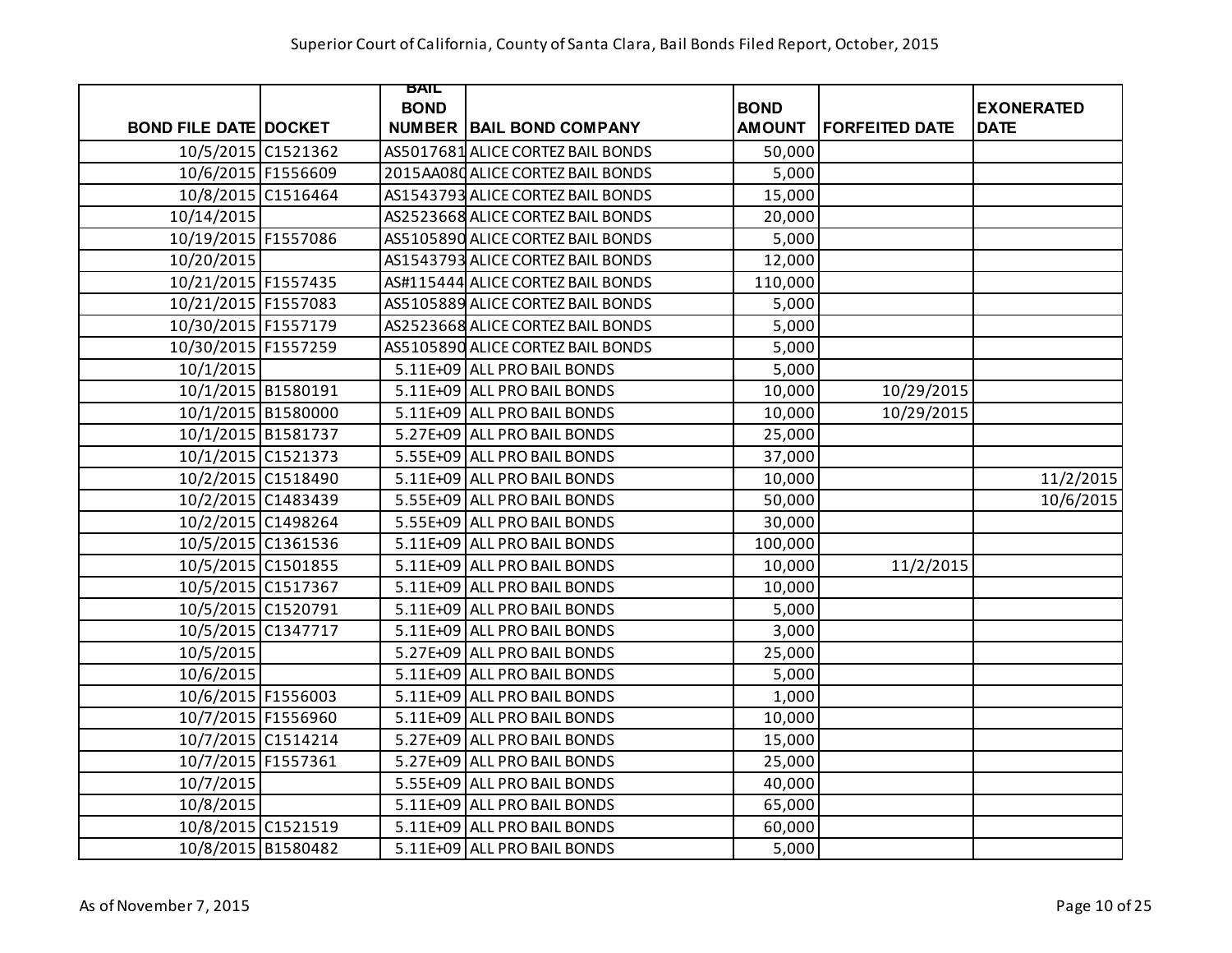Superior Court of California, County of Santa Clara, Bail Bonds Filed Report, October, 2015

| BOND FILE DATE | DOCKET | BAIL BOND NUMBER | BAIL BOND COMPANY | BOND AMOUNT | FORFEITED DATE | EXONERATED DATE |
|---|---|---|---|---|---|---|
| 10/5/2015 | C1521362 | AS5017681 | ALICE CORTEZ BAIL BONDS | 50,000 | | |
| 10/6/2015 | F1556609 | 2015AA080 | ALICE CORTEZ BAIL BONDS | 5,000 | | |
| 10/8/2015 | C1516464 | AS1543793 | ALICE CORTEZ BAIL BONDS | 15,000 | | |
| 10/14/2015 | | AS2523668 | ALICE CORTEZ BAIL BONDS | 20,000 | | |
| 10/19/2015 | F1557086 | AS5105890 | ALICE CORTEZ BAIL BONDS | 5,000 | | |
| 10/20/2015 | | AS1543793 | ALICE CORTEZ BAIL BONDS | 12,000 | | |
| 10/21/2015 | F1557435 | AS#115444 | ALICE CORTEZ BAIL BONDS | 110,000 | | |
| 10/21/2015 | F1557083 | AS5105889 | ALICE CORTEZ BAIL BONDS | 5,000 | | |
| 10/30/2015 | F1557179 | AS2523668 | ALICE CORTEZ BAIL BONDS | 5,000 | | |
| 10/30/2015 | F1557259 | AS5105890 | ALICE CORTEZ BAIL BONDS | 5,000 | | |
| 10/1/2015 | | 5.11E+09 | ALL PRO BAIL BONDS | 5,000 | | |
| 10/1/2015 | B1580191 | 5.11E+09 | ALL PRO BAIL BONDS | 10,000 | 10/29/2015 | |
| 10/1/2015 | B1580000 | 5.11E+09 | ALL PRO BAIL BONDS | 10,000 | 10/29/2015 | |
| 10/1/2015 | B1581737 | 5.27E+09 | ALL PRO BAIL BONDS | 25,000 | | |
| 10/1/2015 | C1521373 | 5.55E+09 | ALL PRO BAIL BONDS | 37,000 | | |
| 10/2/2015 | C1518490 | 5.11E+09 | ALL PRO BAIL BONDS | 10,000 | | 11/2/2015 |
| 10/2/2015 | C1483439 | 5.55E+09 | ALL PRO BAIL BONDS | 50,000 | | 10/6/2015 |
| 10/2/2015 | C1498264 | 5.55E+09 | ALL PRO BAIL BONDS | 30,000 | | |
| 10/5/2015 | C1361536 | 5.11E+09 | ALL PRO BAIL BONDS | 100,000 | | |
| 10/5/2015 | C1501855 | 5.11E+09 | ALL PRO BAIL BONDS | 10,000 | 11/2/2015 | |
| 10/5/2015 | C1517367 | 5.11E+09 | ALL PRO BAIL BONDS | 10,000 | | |
| 10/5/2015 | C1520791 | 5.11E+09 | ALL PRO BAIL BONDS | 5,000 | | |
| 10/5/2015 | C1347717 | 5.11E+09 | ALL PRO BAIL BONDS | 3,000 | | |
| 10/5/2015 | | 5.27E+09 | ALL PRO BAIL BONDS | 25,000 | | |
| 10/6/2015 | | 5.11E+09 | ALL PRO BAIL BONDS | 5,000 | | |
| 10/6/2015 | F1556003 | 5.11E+09 | ALL PRO BAIL BONDS | 1,000 | | |
| 10/7/2015 | F1556960 | 5.11E+09 | ALL PRO BAIL BONDS | 10,000 | | |
| 10/7/2015 | C1514214 | 5.27E+09 | ALL PRO BAIL BONDS | 15,000 | | |
| 10/7/2015 | F1557361 | 5.27E+09 | ALL PRO BAIL BONDS | 25,000 | | |
| 10/7/2015 | | 5.55E+09 | ALL PRO BAIL BONDS | 40,000 | | |
| 10/8/2015 | | 5.11E+09 | ALL PRO BAIL BONDS | 65,000 | | |
| 10/8/2015 | C1521519 | 5.11E+09 | ALL PRO BAIL BONDS | 60,000 | | |
| 10/8/2015 | B1580482 | 5.11E+09 | ALL PRO BAIL BONDS | 5,000 | | |

As of November 7, 2015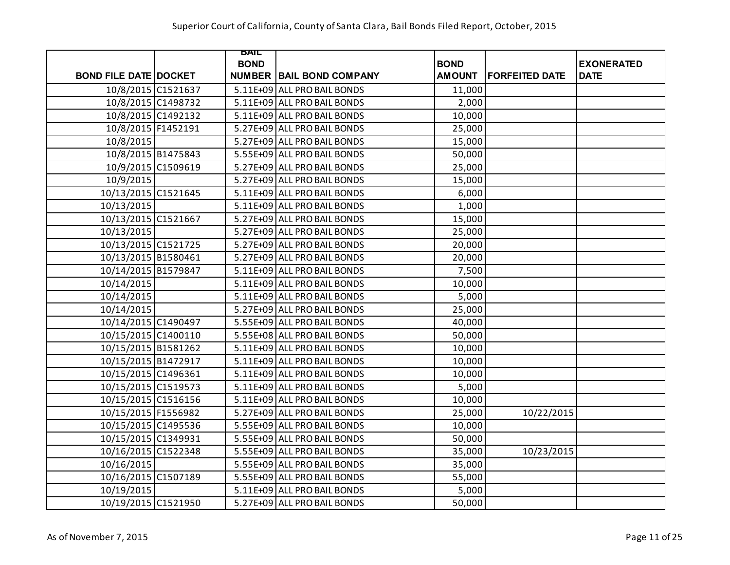Superior Court of California, County of Santa Clara, Bail Bonds Filed Report, October, 2015

| BOND FILE DATE | DOCKET | BAIL BOND NUMBER | BAIL BOND COMPANY | BOND AMOUNT | FORFEITED DATE | EXONERATED DATE |
|---|---|---|---|---|---|---|
| 10/8/2015 | C1521637 | 5.11E+09 | ALL PRO BAIL BONDS | 11,000 | | |
| 10/8/2015 | C1498732 | 5.11E+09 | ALL PRO BAIL BONDS | 2,000 | | |
| 10/8/2015 | C1492132 | 5.11E+09 | ALL PRO BAIL BONDS | 10,000 | | |
| 10/8/2015 | F1452191 | 5.27E+09 | ALL PRO BAIL BONDS | 25,000 | | |
| 10/8/2015 | | 5.27E+09 | ALL PRO BAIL BONDS | 15,000 | | |
| 10/8/2015 | B1475843 | 5.55E+09 | ALL PRO BAIL BONDS | 50,000 | | |
| 10/9/2015 | C1509619 | 5.27E+09 | ALL PRO BAIL BONDS | 25,000 | | |
| 10/9/2015 | | 5.27E+09 | ALL PRO BAIL BONDS | 15,000 | | |
| 10/13/2015 | C1521645 | 5.11E+09 | ALL PRO BAIL BONDS | 6,000 | | |
| 10/13/2015 | | 5.11E+09 | ALL PRO BAIL BONDS | 1,000 | | |
| 10/13/2015 | C1521667 | 5.27E+09 | ALL PRO BAIL BONDS | 15,000 | | |
| 10/13/2015 | | 5.27E+09 | ALL PRO BAIL BONDS | 25,000 | | |
| 10/13/2015 | C1521725 | 5.27E+09 | ALL PRO BAIL BONDS | 20,000 | | |
| 10/13/2015 | B1580461 | 5.27E+09 | ALL PRO BAIL BONDS | 20,000 | | |
| 10/14/2015 | B1579847 | 5.11E+09 | ALL PRO BAIL BONDS | 7,500 | | |
| 10/14/2015 | | 5.11E+09 | ALL PRO BAIL BONDS | 10,000 | | |
| 10/14/2015 | | 5.11E+09 | ALL PRO BAIL BONDS | 5,000 | | |
| 10/14/2015 | | 5.27E+09 | ALL PRO BAIL BONDS | 25,000 | | |
| 10/14/2015 | C1490497 | 5.55E+09 | ALL PRO BAIL BONDS | 40,000 | | |
| 10/15/2015 | C1400110 | 5.55E+08 | ALL PRO BAIL BONDS | 50,000 | | |
| 10/15/2015 | B1581262 | 5.11E+09 | ALL PRO BAIL BONDS | 10,000 | | |
| 10/15/2015 | B1472917 | 5.11E+09 | ALL PRO BAIL BONDS | 10,000 | | |
| 10/15/2015 | C1496361 | 5.11E+09 | ALL PRO BAIL BONDS | 10,000 | | |
| 10/15/2015 | C1519573 | 5.11E+09 | ALL PRO BAIL BONDS | 5,000 | | |
| 10/15/2015 | C1516156 | 5.11E+09 | ALL PRO BAIL BONDS | 10,000 | | |
| 10/15/2015 | F1556982 | 5.27E+09 | ALL PRO BAIL BONDS | 25,000 | 10/22/2015 | |
| 10/15/2015 | C1495536 | 5.55E+09 | ALL PRO BAIL BONDS | 10,000 | | |
| 10/15/2015 | C1349931 | 5.55E+09 | ALL PRO BAIL BONDS | 50,000 | | |
| 10/16/2015 | C1522348 | 5.55E+09 | ALL PRO BAIL BONDS | 35,000 | 10/23/2015 | |
| 10/16/2015 | | 5.55E+09 | ALL PRO BAIL BONDS | 35,000 | | |
| 10/16/2015 | C1507189 | 5.55E+09 | ALL PRO BAIL BONDS | 55,000 | | |
| 10/19/2015 | | 5.11E+09 | ALL PRO BAIL BONDS | 5,000 | | |
| 10/19/2015 | C1521950 | 5.27E+09 | ALL PRO BAIL BONDS | 50,000 | | |

As of November 7, 2015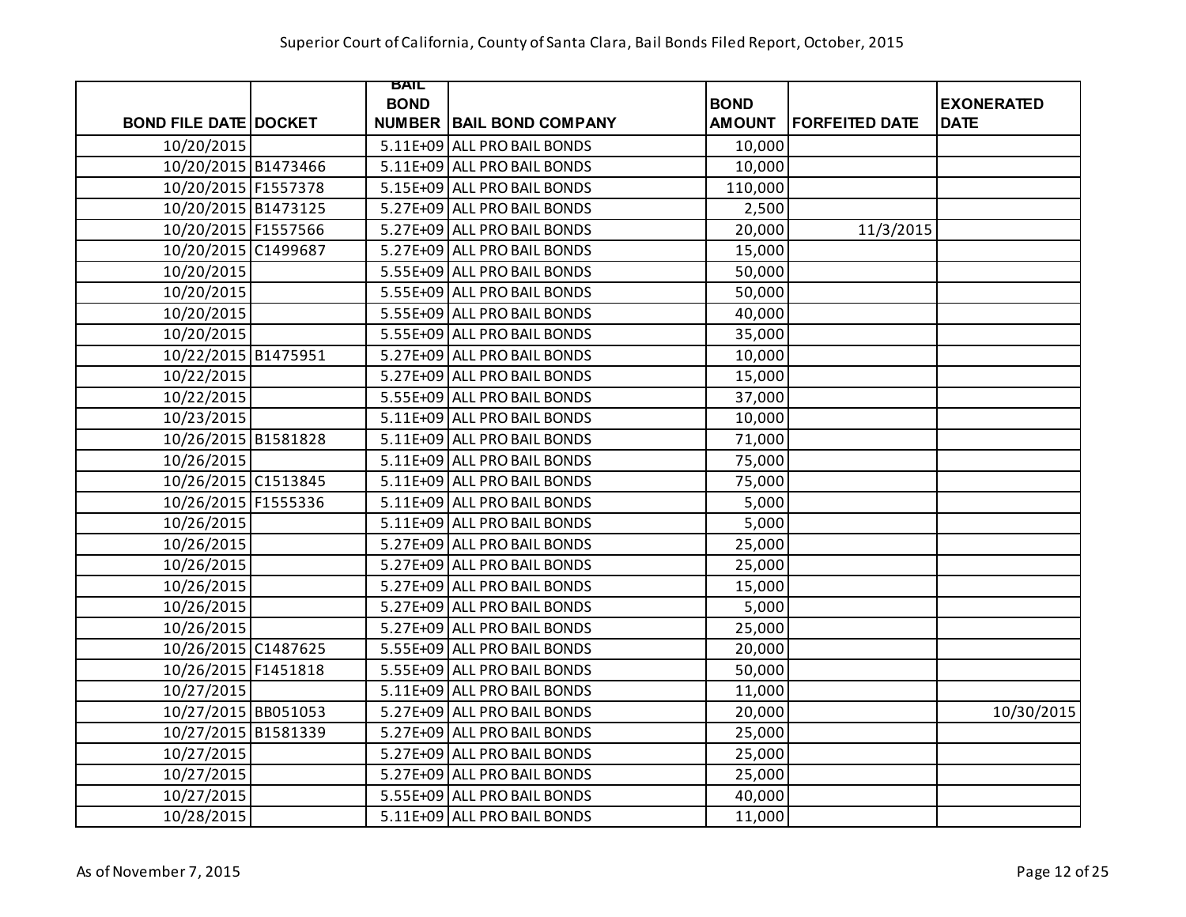Superior Court of California, County of Santa Clara, Bail Bonds Filed Report, October, 2015

| BOND FILE DATE | DOCKET | BAIL BOND NUMBER | BAIL BOND COMPANY | BOND AMOUNT | FORFEITED DATE | EXONERATED DATE |
|---|---|---|---|---|---|---|
| 10/20/2015 | | 5.11E+09 | ALL PRO BAIL BONDS | 10,000 | | |
| 10/20/2015 | B1473466 | 5.11E+09 | ALL PRO BAIL BONDS | 10,000 | | |
| 10/20/2015 | F1557378 | 5.15E+09 | ALL PRO BAIL BONDS | 110,000 | | |
| 10/20/2015 | B1473125 | 5.27E+09 | ALL PRO BAIL BONDS | 2,500 | | |
| 10/20/2015 | F1557566 | 5.27E+09 | ALL PRO BAIL BONDS | 20,000 | 11/3/2015 | |
| 10/20/2015 | C1499687 | 5.27E+09 | ALL PRO BAIL BONDS | 15,000 | | |
| 10/20/2015 | | 5.55E+09 | ALL PRO BAIL BONDS | 50,000 | | |
| 10/20/2015 | | 5.55E+09 | ALL PRO BAIL BONDS | 50,000 | | |
| 10/20/2015 | | 5.55E+09 | ALL PRO BAIL BONDS | 40,000 | | |
| 10/20/2015 | | 5.55E+09 | ALL PRO BAIL BONDS | 35,000 | | |
| 10/22/2015 | B1475951 | 5.27E+09 | ALL PRO BAIL BONDS | 10,000 | | |
| 10/22/2015 | | 5.27E+09 | ALL PRO BAIL BONDS | 15,000 | | |
| 10/22/2015 | | 5.55E+09 | ALL PRO BAIL BONDS | 37,000 | | |
| 10/23/2015 | | 5.11E+09 | ALL PRO BAIL BONDS | 10,000 | | |
| 10/26/2015 | B1581828 | 5.11E+09 | ALL PRO BAIL BONDS | 71,000 | | |
| 10/26/2015 | | 5.11E+09 | ALL PRO BAIL BONDS | 75,000 | | |
| 10/26/2015 | C1513845 | 5.11E+09 | ALL PRO BAIL BONDS | 75,000 | | |
| 10/26/2015 | F1555336 | 5.11E+09 | ALL PRO BAIL BONDS | 5,000 | | |
| 10/26/2015 | | 5.11E+09 | ALL PRO BAIL BONDS | 5,000 | | |
| 10/26/2015 | | 5.27E+09 | ALL PRO BAIL BONDS | 25,000 | | |
| 10/26/2015 | | 5.27E+09 | ALL PRO BAIL BONDS | 25,000 | | |
| 10/26/2015 | | 5.27E+09 | ALL PRO BAIL BONDS | 15,000 | | |
| 10/26/2015 | | 5.27E+09 | ALL PRO BAIL BONDS | 5,000 | | |
| 10/26/2015 | | 5.27E+09 | ALL PRO BAIL BONDS | 25,000 | | |
| 10/26/2015 | C1487625 | 5.55E+09 | ALL PRO BAIL BONDS | 20,000 | | |
| 10/26/2015 | F1451818 | 5.55E+09 | ALL PRO BAIL BONDS | 50,000 | | |
| 10/27/2015 | | 5.11E+09 | ALL PRO BAIL BONDS | 11,000 | | |
| 10/27/2015 | BB051053 | 5.27E+09 | ALL PRO BAIL BONDS | 20,000 | | 10/30/2015 |
| 10/27/2015 | B1581339 | 5.27E+09 | ALL PRO BAIL BONDS | 25,000 | | |
| 10/27/2015 | | 5.27E+09 | ALL PRO BAIL BONDS | 25,000 | | |
| 10/27/2015 | | 5.27E+09 | ALL PRO BAIL BONDS | 25,000 | | |
| 10/27/2015 | | 5.55E+09 | ALL PRO BAIL BONDS | 40,000 | | |
| 10/28/2015 | | 5.11E+09 | ALL PRO BAIL BONDS | 11,000 | | |

As of November 7, 2015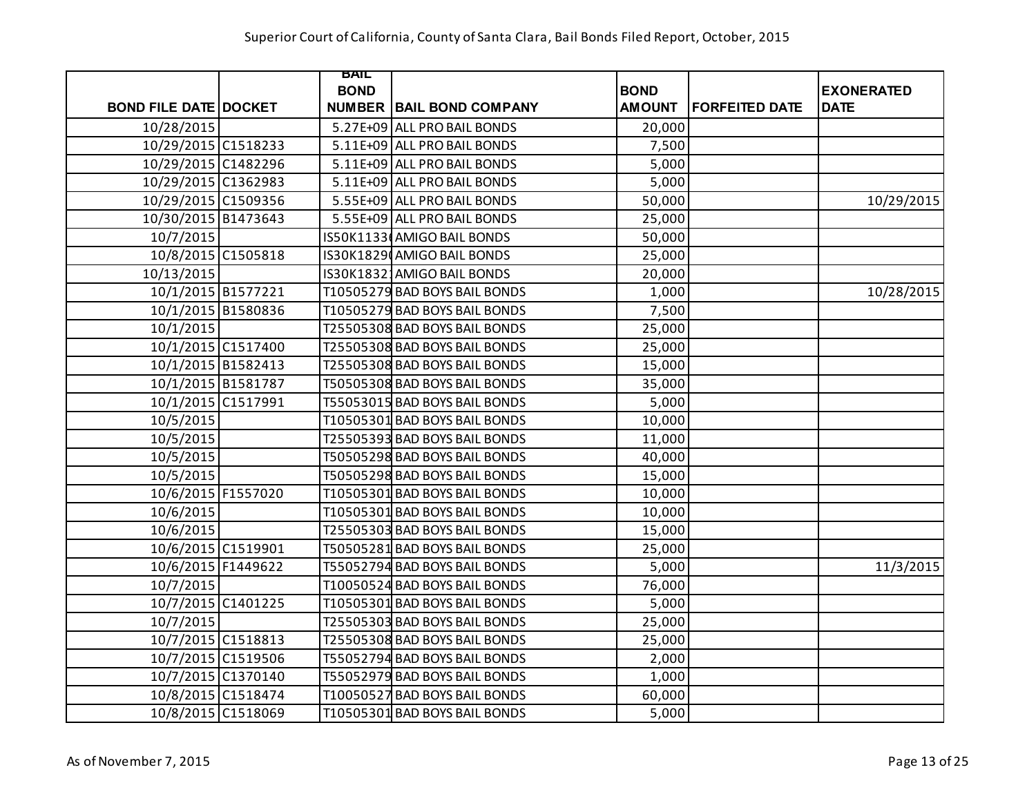Superior Court of California, County of Santa Clara, Bail Bonds Filed Report, October, 2015

| BOND FILE DATE | DOCKET | BAIL BOND NUMBER | BAIL BOND COMPANY | BOND AMOUNT | FORFEITED DATE | EXONERATED DATE |
|---|---|---|---|---|---|---|
| 10/28/2015 | | 5.27E+09 | ALL PRO BAIL BONDS | 20,000 | | |
| 10/29/2015 | C1518233 | 5.11E+09 | ALL PRO BAIL BONDS | 7,500 | | |
| 10/29/2015 | C1482296 | 5.11E+09 | ALL PRO BAIL BONDS | 5,000 | | |
| 10/29/2015 | C1362983 | 5.11E+09 | ALL PRO BAIL BONDS | 5,000 | | |
| 10/29/2015 | C1509356 | 5.55E+09 | ALL PRO BAIL BONDS | 50,000 | | 10/29/2015 |
| 10/30/2015 | B1473643 | 5.55E+09 | ALL PRO BAIL BONDS | 25,000 | | |
| 10/7/2015 | | IS50K1133 | AMIGO BAIL BONDS | 50,000 | | |
| 10/8/2015 | C1505818 | IS30K1829 | AMIGO BAIL BONDS | 25,000 | | |
| 10/13/2015 | | IS30K1832 | AMIGO BAIL BONDS | 20,000 | | |
| 10/1/2015 | B1577221 | T10505279 | BAD BOYS BAIL BONDS | 1,000 | | 10/28/2015 |
| 10/1/2015 | B1580836 | T10505279 | BAD BOYS BAIL BONDS | 7,500 | | |
| 10/1/2015 | | T25505308 | BAD BOYS BAIL BONDS | 25,000 | | |
| 10/1/2015 | C1517400 | T25505308 | BAD BOYS BAIL BONDS | 25,000 | | |
| 10/1/2015 | B1582413 | T25505308 | BAD BOYS BAIL BONDS | 15,000 | | |
| 10/1/2015 | B1581787 | T50505308 | BAD BOYS BAIL BONDS | 35,000 | | |
| 10/1/2015 | C1517991 | T55053015 | BAD BOYS BAIL BONDS | 5,000 | | |
| 10/5/2015 | | T10505301 | BAD BOYS BAIL BONDS | 10,000 | | |
| 10/5/2015 | | T25505393 | BAD BOYS BAIL BONDS | 11,000 | | |
| 10/5/2015 | | T50505298 | BAD BOYS BAIL BONDS | 40,000 | | |
| 10/5/2015 | | T50505298 | BAD BOYS BAIL BONDS | 15,000 | | |
| 10/6/2015 | F1557020 | T10505301 | BAD BOYS BAIL BONDS | 10,000 | | |
| 10/6/2015 | | T10505301 | BAD BOYS BAIL BONDS | 10,000 | | |
| 10/6/2015 | | T25505303 | BAD BOYS BAIL BONDS | 15,000 | | |
| 10/6/2015 | C1519901 | T50505281 | BAD BOYS BAIL BONDS | 25,000 | | |
| 10/6/2015 | F1449622 | T55052794 | BAD BOYS BAIL BONDS | 5,000 | | 11/3/2015 |
| 10/7/2015 | | T10050524 | BAD BOYS BAIL BONDS | 76,000 | | |
| 10/7/2015 | C1401225 | T10505301 | BAD BOYS BAIL BONDS | 5,000 | | |
| 10/7/2015 | | T25505303 | BAD BOYS BAIL BONDS | 25,000 | | |
| 10/7/2015 | C1518813 | T25505308 | BAD BOYS BAIL BONDS | 25,000 | | |
| 10/7/2015 | C1519506 | T55052794 | BAD BOYS BAIL BONDS | 2,000 | | |
| 10/7/2015 | C1370140 | T55052979 | BAD BOYS BAIL BONDS | 1,000 | | |
| 10/8/2015 | C1518474 | T10050527 | BAD BOYS BAIL BONDS | 60,000 | | |
| 10/8/2015 | C1518069 | T10505301 | BAD BOYS BAIL BONDS | 5,000 | | |

As of November 7, 2015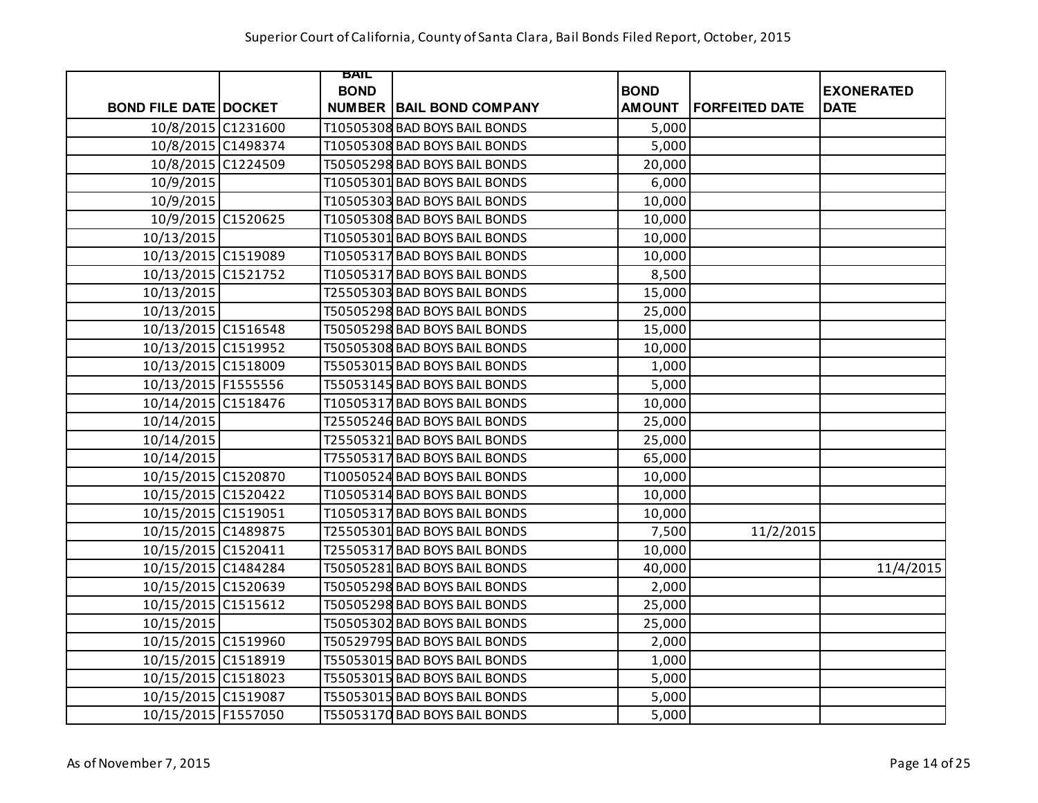Superior Court of California, County of Santa Clara, Bail Bonds Filed Report, October, 2015

| BOND FILE DATE | DOCKET | BAIL BOND NUMBER | BAIL BOND COMPANY | BOND AMOUNT | FORFEITED DATE | EXONERATED DATE |
|---|---|---|---|---|---|---|
| 10/8/2015 | C1231600 | T10505308 | BAD BOYS BAIL BONDS | 5,000 | | |
| 10/8/2015 | C1498374 | T10505308 | BAD BOYS BAIL BONDS | 5,000 | | |
| 10/8/2015 | C1224509 | T50505298 | BAD BOYS BAIL BONDS | 20,000 | | |
| 10/9/2015 | | T10505301 | BAD BOYS BAIL BONDS | 6,000 | | |
| 10/9/2015 | | T10505303 | BAD BOYS BAIL BONDS | 10,000 | | |
| 10/9/2015 | C1520625 | T10505308 | BAD BOYS BAIL BONDS | 10,000 | | |
| 10/13/2015 | | T10505301 | BAD BOYS BAIL BONDS | 10,000 | | |
| 10/13/2015 | C1519089 | T10505317 | BAD BOYS BAIL BONDS | 10,000 | | |
| 10/13/2015 | C1521752 | T10505317 | BAD BOYS BAIL BONDS | 8,500 | | |
| 10/13/2015 | | T25505303 | BAD BOYS BAIL BONDS | 15,000 | | |
| 10/13/2015 | | T50505298 | BAD BOYS BAIL BONDS | 25,000 | | |
| 10/13/2015 | C1516548 | T50505298 | BAD BOYS BAIL BONDS | 15,000 | | |
| 10/13/2015 | C1519952 | T50505308 | BAD BOYS BAIL BONDS | 10,000 | | |
| 10/13/2015 | C1518009 | T55053015 | BAD BOYS BAIL BONDS | 1,000 | | |
| 10/13/2015 | F1555556 | T55053145 | BAD BOYS BAIL BONDS | 5,000 | | |
| 10/14/2015 | C1518476 | T10505317 | BAD BOYS BAIL BONDS | 10,000 | | |
| 10/14/2015 | | T25505246 | BAD BOYS BAIL BONDS | 25,000 | | |
| 10/14/2015 | | T25505321 | BAD BOYS BAIL BONDS | 25,000 | | |
| 10/14/2015 | | T75505317 | BAD BOYS BAIL BONDS | 65,000 | | |
| 10/15/2015 | C1520870 | T10050524 | BAD BOYS BAIL BONDS | 10,000 | | |
| 10/15/2015 | C1520422 | T10505314 | BAD BOYS BAIL BONDS | 10,000 | | |
| 10/15/2015 | C1519051 | T10505317 | BAD BOYS BAIL BONDS | 10,000 | | |
| 10/15/2015 | C1489875 | T25505301 | BAD BOYS BAIL BONDS | 7,500 | 11/2/2015 | |
| 10/15/2015 | C1520411 | T25505317 | BAD BOYS BAIL BONDS | 10,000 | | |
| 10/15/2015 | C1484284 | T50505281 | BAD BOYS BAIL BONDS | 40,000 | | 11/4/2015 |
| 10/15/2015 | C1520639 | T50505298 | BAD BOYS BAIL BONDS | 2,000 | | |
| 10/15/2015 | C1515612 | T50505298 | BAD BOYS BAIL BONDS | 25,000 | | |
| 10/15/2015 | | T50505302 | BAD BOYS BAIL BONDS | 25,000 | | |
| 10/15/2015 | C1519960 | T50529795 | BAD BOYS BAIL BONDS | 2,000 | | |
| 10/15/2015 | C1518919 | T55053015 | BAD BOYS BAIL BONDS | 1,000 | | |
| 10/15/2015 | C1518023 | T55053015 | BAD BOYS BAIL BONDS | 5,000 | | |
| 10/15/2015 | C1519087 | T55053015 | BAD BOYS BAIL BONDS | 5,000 | | |
| 10/15/2015 | F1557050 | T55053170 | BAD BOYS BAIL BONDS | 5,000 | | |

As of November 7, 2015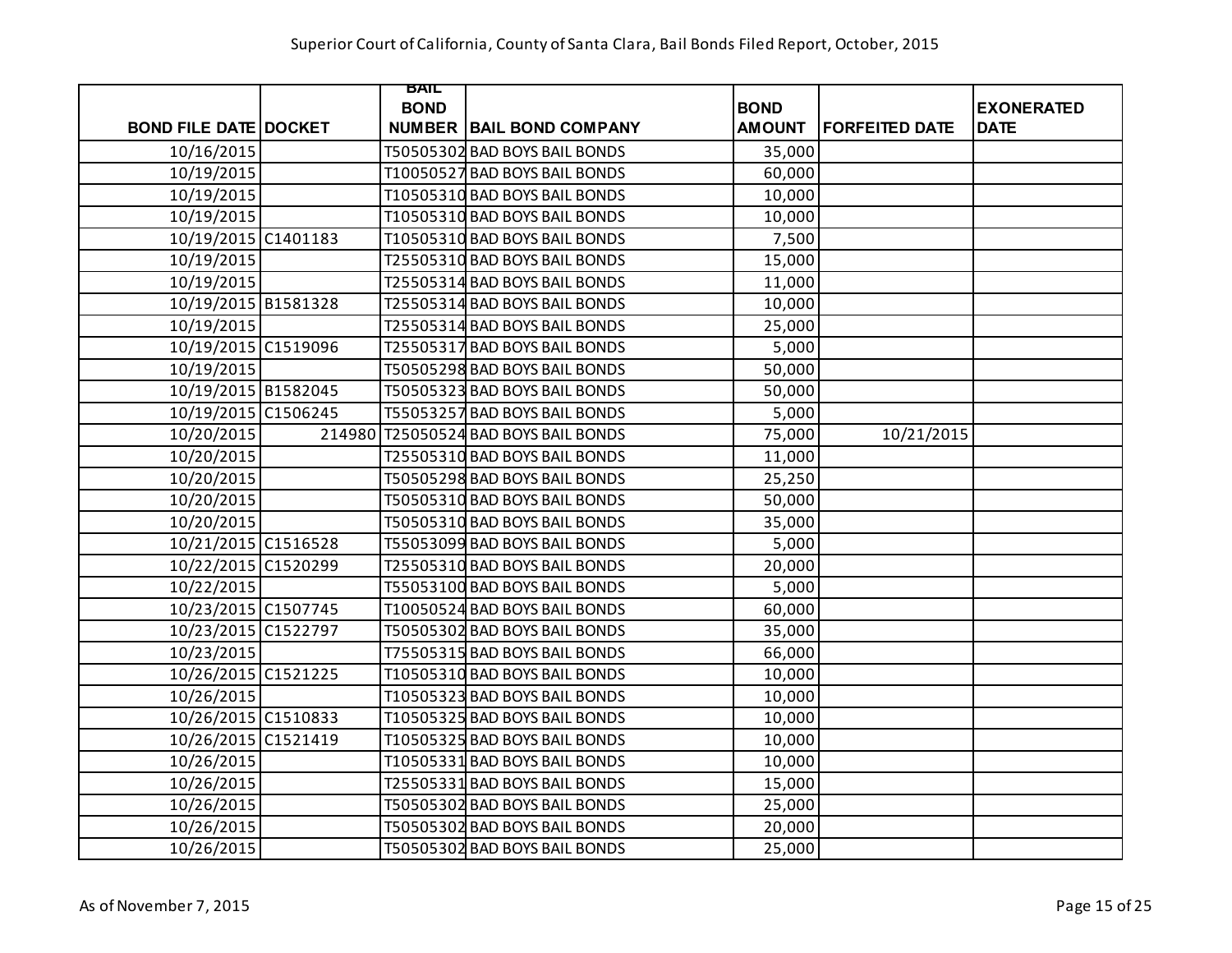Superior Court of California, County of Santa Clara, Bail Bonds Filed Report, October, 2015

| BOND FILE DATE | DOCKET | BAIL BOND NUMBER | BAIL BOND COMPANY | BOND AMOUNT | FORFEITED DATE | EXONERATED DATE |
|---|---|---|---|---|---|---|
| 10/16/2015 | | T50505302 | BAD BOYS BAIL BONDS | 35,000 | | |
| 10/19/2015 | | T10050527 | BAD BOYS BAIL BONDS | 60,000 | | |
| 10/19/2015 | | T10505310 | BAD BOYS BAIL BONDS | 10,000 | | |
| 10/19/2015 | | T10505310 | BAD BOYS BAIL BONDS | 10,000 | | |
| 10/19/2015 | C1401183 | T10505310 | BAD BOYS BAIL BONDS | 7,500 | | |
| 10/19/2015 | | T25505310 | BAD BOYS BAIL BONDS | 15,000 | | |
| 10/19/2015 | | T25505314 | BAD BOYS BAIL BONDS | 11,000 | | |
| 10/19/2015 | B1581328 | T25505314 | BAD BOYS BAIL BONDS | 10,000 | | |
| 10/19/2015 | | T25505314 | BAD BOYS BAIL BONDS | 25,000 | | |
| 10/19/2015 | C1519096 | T25505317 | BAD BOYS BAIL BONDS | 5,000 | | |
| 10/19/2015 | | T50505298 | BAD BOYS BAIL BONDS | 50,000 | | |
| 10/19/2015 | B1582045 | T50505323 | BAD BOYS BAIL BONDS | 50,000 | | |
| 10/19/2015 | C1506245 | T55053257 | BAD BOYS BAIL BONDS | 5,000 | | |
| 10/20/2015 | 214980 | T25050524 | BAD BOYS BAIL BONDS | 75,000 | 10/21/2015 | |
| 10/20/2015 | | T25505310 | BAD BOYS BAIL BONDS | 11,000 | | |
| 10/20/2015 | | T50505298 | BAD BOYS BAIL BONDS | 25,250 | | |
| 10/20/2015 | | T50505310 | BAD BOYS BAIL BONDS | 50,000 | | |
| 10/20/2015 | | T50505310 | BAD BOYS BAIL BONDS | 35,000 | | |
| 10/21/2015 | C1516528 | T55053099 | BAD BOYS BAIL BONDS | 5,000 | | |
| 10/22/2015 | C1520299 | T25505310 | BAD BOYS BAIL BONDS | 20,000 | | |
| 10/22/2015 | | T55053100 | BAD BOYS BAIL BONDS | 5,000 | | |
| 10/23/2015 | C1507745 | T10050524 | BAD BOYS BAIL BONDS | 60,000 | | |
| 10/23/2015 | C1522797 | T50505302 | BAD BOYS BAIL BONDS | 35,000 | | |
| 10/23/2015 | | T75505315 | BAD BOYS BAIL BONDS | 66,000 | | |
| 10/26/2015 | C1521225 | T10505310 | BAD BOYS BAIL BONDS | 10,000 | | |
| 10/26/2015 | | T10505323 | BAD BOYS BAIL BONDS | 10,000 | | |
| 10/26/2015 | C1510833 | T10505325 | BAD BOYS BAIL BONDS | 10,000 | | |
| 10/26/2015 | C1521419 | T10505325 | BAD BOYS BAIL BONDS | 10,000 | | |
| 10/26/2015 | | T10505331 | BAD BOYS BAIL BONDS | 10,000 | | |
| 10/26/2015 | | T25505331 | BAD BOYS BAIL BONDS | 15,000 | | |
| 10/26/2015 | | T50505302 | BAD BOYS BAIL BONDS | 25,000 | | |
| 10/26/2015 | | T50505302 | BAD BOYS BAIL BONDS | 20,000 | | |
| 10/26/2015 | | T50505302 | BAD BOYS BAIL BONDS | 25,000 | | |

As of November 7, 2015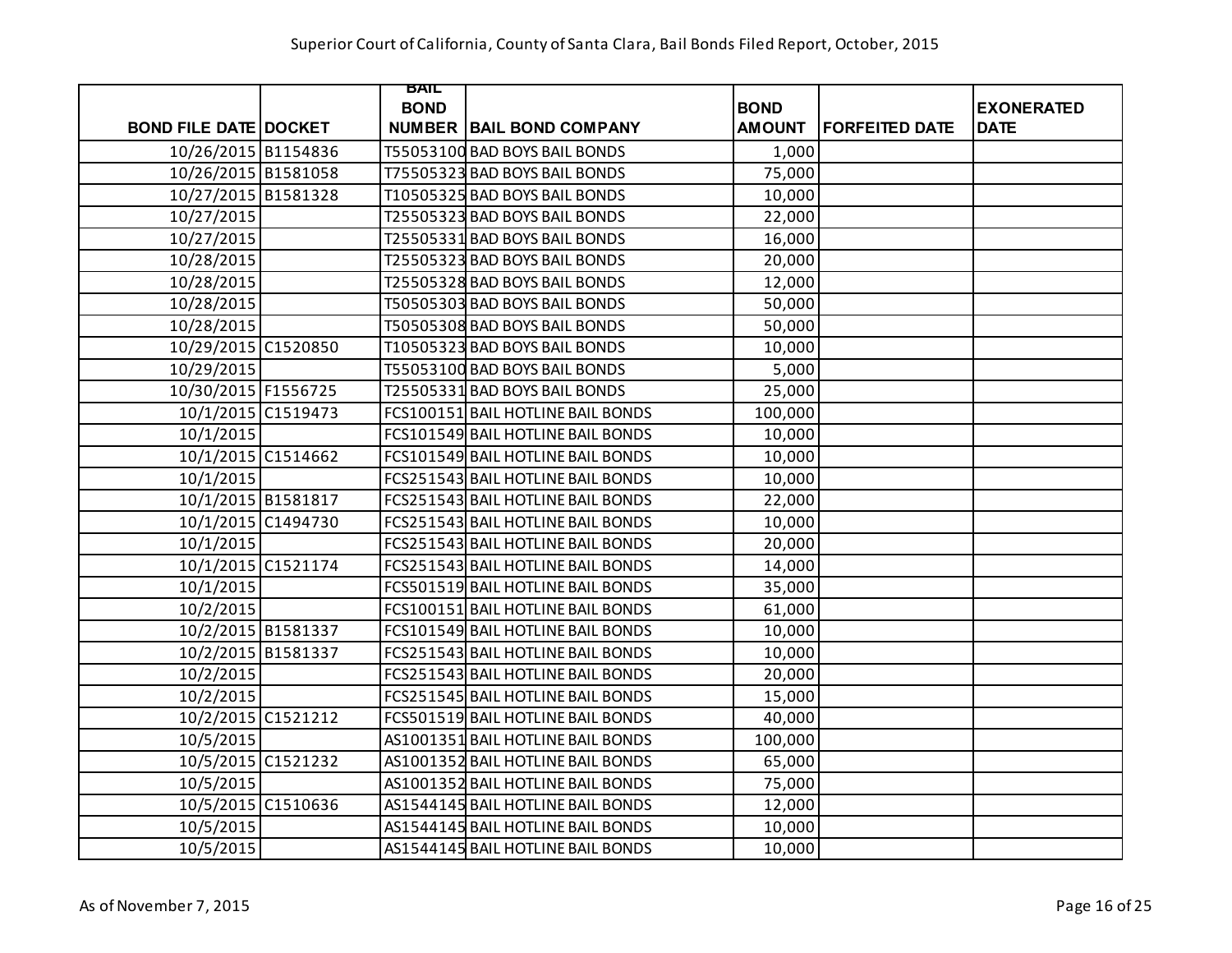Superior Court of California, County of Santa Clara, Bail Bonds Filed Report, October, 2015

| BOND FILE DATE | DOCKET | BAIL BOND NUMBER | BAIL BOND COMPANY | BOND AMOUNT | FORFEITED DATE | EXONERATED DATE |
|---|---|---|---|---|---|---|
| 10/26/2015 | B1154836 | T55053100 | BAD BOYS BAIL BONDS | 1,000 | | |
| 10/26/2015 | B1581058 | T75505323 | BAD BOYS BAIL BONDS | 75,000 | | |
| 10/27/2015 | B1581328 | T10505325 | BAD BOYS BAIL BONDS | 10,000 | | |
| 10/27/2015 | | T25505323 | BAD BOYS BAIL BONDS | 22,000 | | |
| 10/27/2015 | | T25505331 | BAD BOYS BAIL BONDS | 16,000 | | |
| 10/28/2015 | | T25505323 | BAD BOYS BAIL BONDS | 20,000 | | |
| 10/28/2015 | | T25505328 | BAD BOYS BAIL BONDS | 12,000 | | |
| 10/28/2015 | | T50505303 | BAD BOYS BAIL BONDS | 50,000 | | |
| 10/28/2015 | | T50505308 | BAD BOYS BAIL BONDS | 50,000 | | |
| 10/29/2015 | C1520850 | T10505323 | BAD BOYS BAIL BONDS | 10,000 | | |
| 10/29/2015 | | T55053100 | BAD BOYS BAIL BONDS | 5,000 | | |
| 10/30/2015 | F1556725 | T25505331 | BAD BOYS BAIL BONDS | 25,000 | | |
| 10/1/2015 | C1519473 | FCS100151 | BAIL HOTLINE BAIL BONDS | 100,000 | | |
| 10/1/2015 | | FCS101549 | BAIL HOTLINE BAIL BONDS | 10,000 | | |
| 10/1/2015 | C1514662 | FCS101549 | BAIL HOTLINE BAIL BONDS | 10,000 | | |
| 10/1/2015 | | FCS251543 | BAIL HOTLINE BAIL BONDS | 10,000 | | |
| 10/1/2015 | B1581817 | FCS251543 | BAIL HOTLINE BAIL BONDS | 22,000 | | |
| 10/1/2015 | C1494730 | FCS251543 | BAIL HOTLINE BAIL BONDS | 10,000 | | |
| 10/1/2015 | | FCS251543 | BAIL HOTLINE BAIL BONDS | 20,000 | | |
| 10/1/2015 | C1521174 | FCS251543 | BAIL HOTLINE BAIL BONDS | 14,000 | | |
| 10/1/2015 | | FCS501519 | BAIL HOTLINE BAIL BONDS | 35,000 | | |
| 10/2/2015 | | FCS100151 | BAIL HOTLINE BAIL BONDS | 61,000 | | |
| 10/2/2015 | B1581337 | FCS101549 | BAIL HOTLINE BAIL BONDS | 10,000 | | |
| 10/2/2015 | B1581337 | FCS251543 | BAIL HOTLINE BAIL BONDS | 10,000 | | |
| 10/2/2015 | | FCS251543 | BAIL HOTLINE BAIL BONDS | 20,000 | | |
| 10/2/2015 | | FCS251545 | BAIL HOTLINE BAIL BONDS | 15,000 | | |
| 10/2/2015 | C1521212 | FCS501519 | BAIL HOTLINE BAIL BONDS | 40,000 | | |
| 10/5/2015 | | AS1001351 | BAIL HOTLINE BAIL BONDS | 100,000 | | |
| 10/5/2015 | C1521232 | AS1001352 | BAIL HOTLINE BAIL BONDS | 65,000 | | |
| 10/5/2015 | | AS1001352 | BAIL HOTLINE BAIL BONDS | 75,000 | | |
| 10/5/2015 | C1510636 | AS1544145 | BAIL HOTLINE BAIL BONDS | 12,000 | | |
| 10/5/2015 | | AS1544145 | BAIL HOTLINE BAIL BONDS | 10,000 | | |
| 10/5/2015 | | AS1544145 | BAIL HOTLINE BAIL BONDS | 10,000 | | |

As of November 7, 2015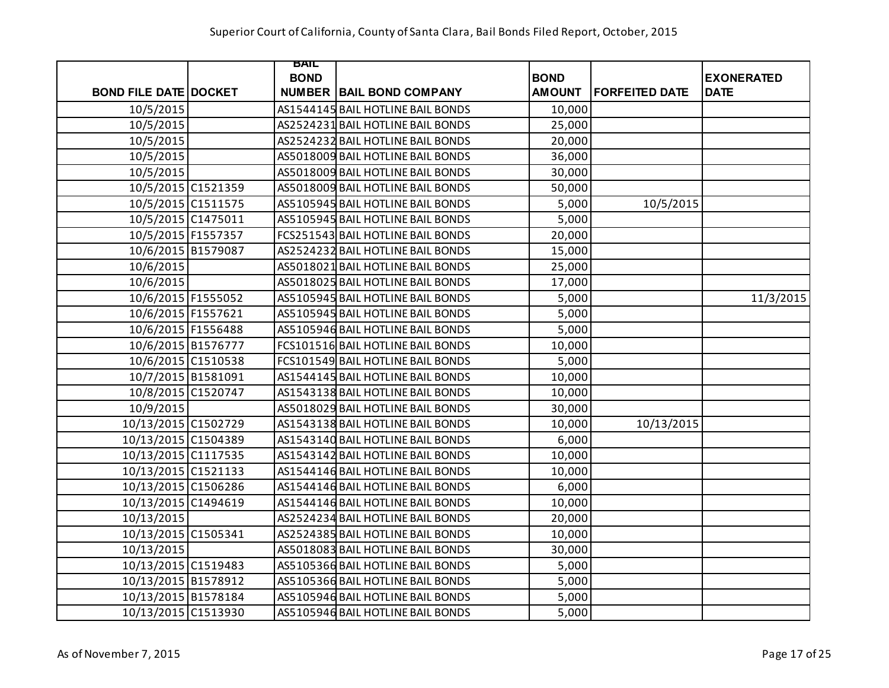Superior Court of California, County of Santa Clara, Bail Bonds Filed Report, October, 2015

| BOND FILE DATE | DOCKET | BAIL BOND NUMBER | BAIL BOND COMPANY | BOND AMOUNT | FORFEITED DATE | EXONERATED DATE |
|---|---|---|---|---|---|---|
| 10/5/2015 | | AS1544145 | BAIL HOTLINE BAIL BONDS | 10,000 | | |
| 10/5/2015 | | AS2524231 | BAIL HOTLINE BAIL BONDS | 25,000 | | |
| 10/5/2015 | | AS2524232 | BAIL HOTLINE BAIL BONDS | 20,000 | | |
| 10/5/2015 | | AS5018009 | BAIL HOTLINE BAIL BONDS | 36,000 | | |
| 10/5/2015 | | AS5018009 | BAIL HOTLINE BAIL BONDS | 30,000 | | |
| 10/5/2015 | C1521359 | AS5018009 | BAIL HOTLINE BAIL BONDS | 50,000 | | |
| 10/5/2015 | C1511575 | AS5105945 | BAIL HOTLINE BAIL BONDS | 5,000 | 10/5/2015 | |
| 10/5/2015 | C1475011 | AS5105945 | BAIL HOTLINE BAIL BONDS | 5,000 | | |
| 10/5/2015 | F1557357 | FCS251543 | BAIL HOTLINE BAIL BONDS | 20,000 | | |
| 10/6/2015 | B1579087 | AS2524232 | BAIL HOTLINE BAIL BONDS | 15,000 | | |
| 10/6/2015 | | AS5018021 | BAIL HOTLINE BAIL BONDS | 25,000 | | |
| 10/6/2015 | | AS5018025 | BAIL HOTLINE BAIL BONDS | 17,000 | | |
| 10/6/2015 | F1555052 | AS5105945 | BAIL HOTLINE BAIL BONDS | 5,000 | | 11/3/2015 |
| 10/6/2015 | F1557621 | AS5105945 | BAIL HOTLINE BAIL BONDS | 5,000 | | |
| 10/6/2015 | F1556488 | AS5105946 | BAIL HOTLINE BAIL BONDS | 5,000 | | |
| 10/6/2015 | B1576777 | FCS101516 | BAIL HOTLINE BAIL BONDS | 10,000 | | |
| 10/6/2015 | C1510538 | FCS101549 | BAIL HOTLINE BAIL BONDS | 5,000 | | |
| 10/7/2015 | B1581091 | AS1544145 | BAIL HOTLINE BAIL BONDS | 10,000 | | |
| 10/8/2015 | C1520747 | AS1543138 | BAIL HOTLINE BAIL BONDS | 10,000 | | |
| 10/9/2015 | | AS5018029 | BAIL HOTLINE BAIL BONDS | 30,000 | | |
| 10/13/2015 | C1502729 | AS1543138 | BAIL HOTLINE BAIL BONDS | 10,000 | 10/13/2015 | |
| 10/13/2015 | C1504389 | AS1543140 | BAIL HOTLINE BAIL BONDS | 6,000 | | |
| 10/13/2015 | C1117535 | AS1543142 | BAIL HOTLINE BAIL BONDS | 10,000 | | |
| 10/13/2015 | C1521133 | AS1544146 | BAIL HOTLINE BAIL BONDS | 10,000 | | |
| 10/13/2015 | C1506286 | AS1544146 | BAIL HOTLINE BAIL BONDS | 6,000 | | |
| 10/13/2015 | C1494619 | AS1544146 | BAIL HOTLINE BAIL BONDS | 10,000 | | |
| 10/13/2015 | | AS2524234 | BAIL HOTLINE BAIL BONDS | 20,000 | | |
| 10/13/2015 | C1505341 | AS2524385 | BAIL HOTLINE BAIL BONDS | 10,000 | | |
| 10/13/2015 | | AS5018083 | BAIL HOTLINE BAIL BONDS | 30,000 | | |
| 10/13/2015 | C1519483 | AS5105366 | BAIL HOTLINE BAIL BONDS | 5,000 | | |
| 10/13/2015 | B1578912 | AS5105366 | BAIL HOTLINE BAIL BONDS | 5,000 | | |
| 10/13/2015 | B1578184 | AS5105946 | BAIL HOTLINE BAIL BONDS | 5,000 | | |
| 10/13/2015 | C1513930 | AS5105946 | BAIL HOTLINE BAIL BONDS | 5,000 | | |

As of November 7, 2015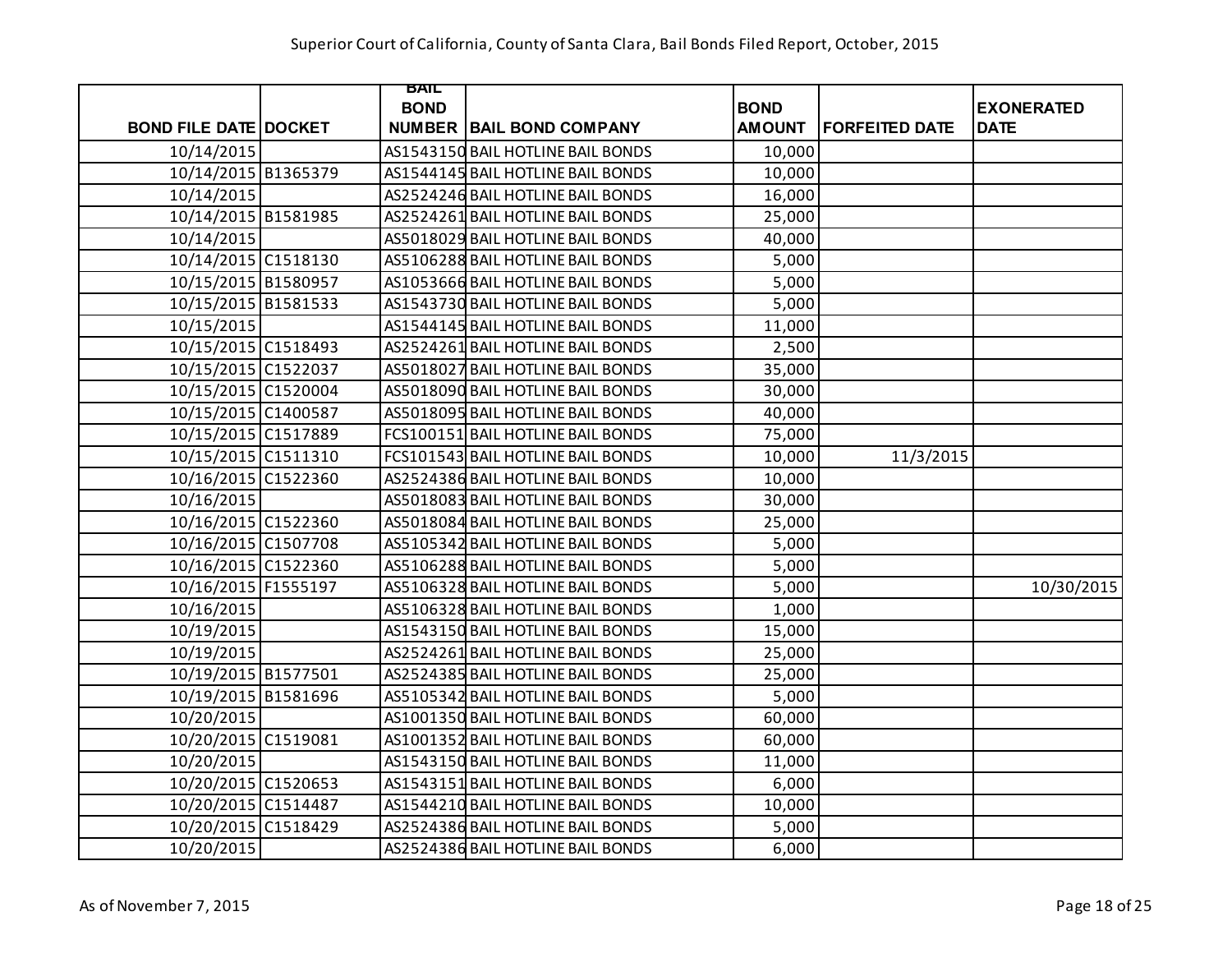Superior Court of California, County of Santa Clara, Bail Bonds Filed Report, October, 2015

| BOND FILE DATE | DOCKET | BAIL BOND NUMBER | BAIL BOND COMPANY | BOND AMOUNT | FORFEITED DATE | EXONERATED DATE |
|---|---|---|---|---|---|---|
| 10/14/2015 | | AS1543150 | BAIL HOTLINE BAIL BONDS | 10,000 | | |
| 10/14/2015 | B1365379 | AS1544145 | BAIL HOTLINE BAIL BONDS | 10,000 | | |
| 10/14/2015 | | AS2524246 | BAIL HOTLINE BAIL BONDS | 16,000 | | |
| 10/14/2015 | B1581985 | AS2524261 | BAIL HOTLINE BAIL BONDS | 25,000 | | |
| 10/14/2015 | | AS5018029 | BAIL HOTLINE BAIL BONDS | 40,000 | | |
| 10/14/2015 | C1518130 | AS5106288 | BAIL HOTLINE BAIL BONDS | 5,000 | | |
| 10/15/2015 | B1580957 | AS1053666 | BAIL HOTLINE BAIL BONDS | 5,000 | | |
| 10/15/2015 | B1581533 | AS1543730 | BAIL HOTLINE BAIL BONDS | 5,000 | | |
| 10/15/2015 | | AS1544145 | BAIL HOTLINE BAIL BONDS | 11,000 | | |
| 10/15/2015 | C1518493 | AS2524261 | BAIL HOTLINE BAIL BONDS | 2,500 | | |
| 10/15/2015 | C1522037 | AS5018027 | BAIL HOTLINE BAIL BONDS | 35,000 | | |
| 10/15/2015 | C1520004 | AS5018090 | BAIL HOTLINE BAIL BONDS | 30,000 | | |
| 10/15/2015 | C1400587 | AS5018095 | BAIL HOTLINE BAIL BONDS | 40,000 | | |
| 10/15/2015 | C1517889 | FCS100151 | BAIL HOTLINE BAIL BONDS | 75,000 | | |
| 10/15/2015 | C1511310 | FCS101543 | BAIL HOTLINE BAIL BONDS | 10,000 | 11/3/2015 | |
| 10/16/2015 | C1522360 | AS2524386 | BAIL HOTLINE BAIL BONDS | 10,000 | | |
| 10/16/2015 | | AS5018083 | BAIL HOTLINE BAIL BONDS | 30,000 | | |
| 10/16/2015 | C1522360 | AS5018084 | BAIL HOTLINE BAIL BONDS | 25,000 | | |
| 10/16/2015 | C1507708 | AS5105342 | BAIL HOTLINE BAIL BONDS | 5,000 | | |
| 10/16/2015 | C1522360 | AS5106288 | BAIL HOTLINE BAIL BONDS | 5,000 | | |
| 10/16/2015 | F1555197 | AS5106328 | BAIL HOTLINE BAIL BONDS | 5,000 | | 10/30/2015 |
| 10/16/2015 | | AS5106328 | BAIL HOTLINE BAIL BONDS | 1,000 | | |
| 10/19/2015 | | AS1543150 | BAIL HOTLINE BAIL BONDS | 15,000 | | |
| 10/19/2015 | | AS2524261 | BAIL HOTLINE BAIL BONDS | 25,000 | | |
| 10/19/2015 | B1577501 | AS2524385 | BAIL HOTLINE BAIL BONDS | 25,000 | | |
| 10/19/2015 | B1581696 | AS5105342 | BAIL HOTLINE BAIL BONDS | 5,000 | | |
| 10/20/2015 | | AS1001350 | BAIL HOTLINE BAIL BONDS | 60,000 | | |
| 10/20/2015 | C1519081 | AS1001352 | BAIL HOTLINE BAIL BONDS | 60,000 | | |
| 10/20/2015 | | AS1543150 | BAIL HOTLINE BAIL BONDS | 11,000 | | |
| 10/20/2015 | C1520653 | AS1543151 | BAIL HOTLINE BAIL BONDS | 6,000 | | |
| 10/20/2015 | C1514487 | AS1544210 | BAIL HOTLINE BAIL BONDS | 10,000 | | |
| 10/20/2015 | C1518429 | AS2524386 | BAIL HOTLINE BAIL BONDS | 5,000 | | |
| 10/20/2015 | | AS2524386 | BAIL HOTLINE BAIL BONDS | 6,000 | | |

As of November 7, 2015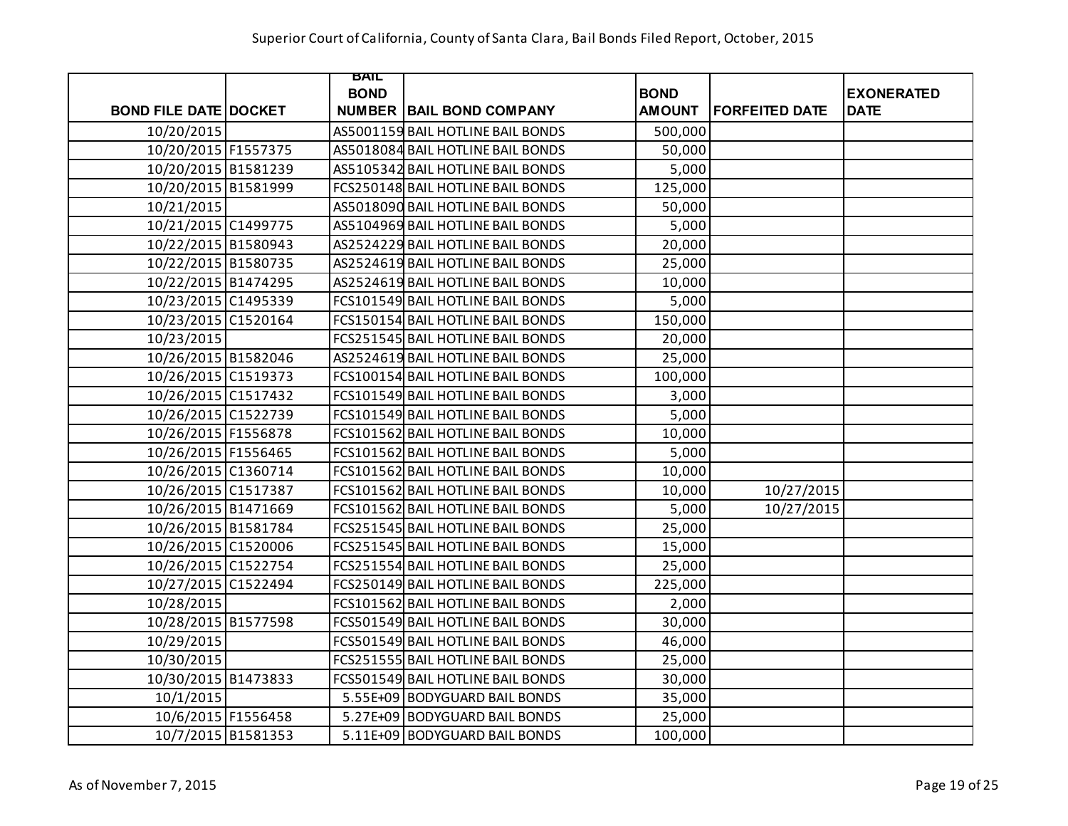| BOND FILE DATE | DOCKET | BAIL BOND NUMBER | BAIL BOND COMPANY | BOND AMOUNT | FORFEITED DATE | EXONERATED DATE |
|---|---|---|---|---|---|---|
| 10/20/2015 | | AS5001159 | BAIL HOTLINE BAIL BONDS | 500,000 | | |
| 10/20/2015 | F1557375 | AS5018084 | BAIL HOTLINE BAIL BONDS | 50,000 | | |
| 10/20/2015 | B1581239 | AS5105342 | BAIL HOTLINE BAIL BONDS | 5,000 | | |
| 10/20/2015 | B1581999 | FCS250148 | BAIL HOTLINE BAIL BONDS | 125,000 | | |
| 10/21/2015 | | AS5018090 | BAIL HOTLINE BAIL BONDS | 50,000 | | |
| 10/21/2015 | C1499775 | AS5104969 | BAIL HOTLINE BAIL BONDS | 5,000 | | |
| 10/22/2015 | B1580943 | AS2524229 | BAIL HOTLINE BAIL BONDS | 20,000 | | |
| 10/22/2015 | B1580735 | AS2524619 | BAIL HOTLINE BAIL BONDS | 25,000 | | |
| 10/22/2015 | B1474295 | AS2524619 | BAIL HOTLINE BAIL BONDS | 10,000 | | |
| 10/23/2015 | C1495339 | FCS101549 | BAIL HOTLINE BAIL BONDS | 5,000 | | |
| 10/23/2015 | C1520164 | FCS150154 | BAIL HOTLINE BAIL BONDS | 150,000 | | |
| 10/23/2015 | | FCS251545 | BAIL HOTLINE BAIL BONDS | 20,000 | | |
| 10/26/2015 | B1582046 | AS2524619 | BAIL HOTLINE BAIL BONDS | 25,000 | | |
| 10/26/2015 | C1519373 | FCS100154 | BAIL HOTLINE BAIL BONDS | 100,000 | | |
| 10/26/2015 | C1517432 | FCS101549 | BAIL HOTLINE BAIL BONDS | 3,000 | | |
| 10/26/2015 | C1522739 | FCS101549 | BAIL HOTLINE BAIL BONDS | 5,000 | | |
| 10/26/2015 | F1556878 | FCS101562 | BAIL HOTLINE BAIL BONDS | 10,000 | | |
| 10/26/2015 | F1556465 | FCS101562 | BAIL HOTLINE BAIL BONDS | 5,000 | | |
| 10/26/2015 | C1360714 | FCS101562 | BAIL HOTLINE BAIL BONDS | 10,000 | | |
| 10/26/2015 | C1517387 | FCS101562 | BAIL HOTLINE BAIL BONDS | 10,000 | 10/27/2015 | |
| 10/26/2015 | B1471669 | FCS101562 | BAIL HOTLINE BAIL BONDS | 5,000 | 10/27/2015 | |
| 10/26/2015 | B1581784 | FCS251545 | BAIL HOTLINE BAIL BONDS | 25,000 | | |
| 10/26/2015 | C1520006 | FCS251545 | BAIL HOTLINE BAIL BONDS | 15,000 | | |
| 10/26/2015 | C1522754 | FCS251554 | BAIL HOTLINE BAIL BONDS | 25,000 | | |
| 10/27/2015 | C1522494 | FCS250149 | BAIL HOTLINE BAIL BONDS | 225,000 | | |
| 10/28/2015 | | FCS101562 | BAIL HOTLINE BAIL BONDS | 2,000 | | |
| 10/28/2015 | B1577598 | FCS501549 | BAIL HOTLINE BAIL BONDS | 30,000 | | |
| 10/29/2015 | | FCS501549 | BAIL HOTLINE BAIL BONDS | 46,000 | | |
| 10/30/2015 | | FCS251555 | BAIL HOTLINE BAIL BONDS | 25,000 | | |
| 10/30/2015 | B1473833 | FCS501549 | BAIL HOTLINE BAIL BONDS | 30,000 | | |
| 10/1/2015 | | 5.55E+09 | BODYGUARD BAIL BONDS | 35,000 | | |
| 10/6/2015 | F1556458 | 5.27E+09 | BODYGUARD BAIL BONDS | 25,000 | | |
| 10/7/2015 | B1581353 | 5.11E+09 | BODYGUARD BAIL BONDS | 100,000 | | |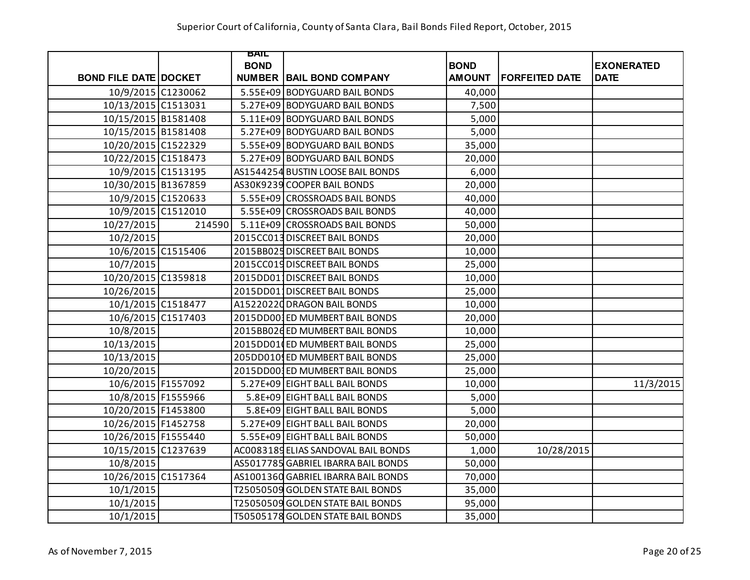# Superior Court of California, County of Santa Clara, Bail Bonds Filed Report, October, 2015

| BOND FILE DATE | DOCKET | BAIL BOND NUMBER | BAIL BOND COMPANY | BOND AMOUNT | FORFEITED DATE | EXONERATED DATE |
|---|---|---|---|---|---|---|
| 10/9/2015 | C1230062 | 5.55E+09 | BODYGUARD BAIL BONDS | 40,000 | | |
| 10/13/2015 | C1513031 | 5.27E+09 | BODYGUARD BAIL BONDS | 7,500 | | |
| 10/15/2015 | B1581408 | 5.11E+09 | BODYGUARD BAIL BONDS | 5,000 | | |
| 10/15/2015 | B1581408 | 5.27E+09 | BODYGUARD BAIL BONDS | 5,000 | | |
| 10/20/2015 | C1522329 | 5.55E+09 | BODYGUARD BAIL BONDS | 35,000 | | |
| 10/22/2015 | C1518473 | 5.27E+09 | BODYGUARD BAIL BONDS | 20,000 | | |
| 10/9/2015 | C1513195 | AS1544254 | BUSTIN LOOSE BAIL BONDS | 6,000 | | |
| 10/30/2015 | B1367859 | AS30K9239 | COOPER BAIL BONDS | 20,000 | | |
| 10/9/2015 | C1520633 | 5.55E+09 | CROSSROADS BAIL BONDS | 40,000 | | |
| 10/9/2015 | C1512010 | 5.55E+09 | CROSSROADS BAIL BONDS | 40,000 | | |
| 10/27/2015 | 214590 | 5.11E+09 | CROSSROADS BAIL BONDS | 50,000 | | |
| 10/2/2015 | | 2015CC013 | DISCREET BAIL BONDS | 20,000 | | |
| 10/6/2015 | C1515406 | 2015BB025 | DISCREET BAIL BONDS | 10,000 | | |
| 10/7/2015 | | 2015CC019 | DISCREET BAIL BONDS | 25,000 | | |
| 10/20/2015 | C1359818 | 2015DD011 | DISCREET BAIL BONDS | 10,000 | | |
| 10/26/2015 | | 2015DD011 | DISCREET BAIL BONDS | 25,000 | | |
| 10/1/2015 | C1518477 | A15220220 | DRAGON BAIL BONDS | 10,000 | | |
| 10/6/2015 | C1517403 | 2015DD003 | ED MUMBERT BAIL BONDS | 20,000 | | |
| 10/8/2015 | | 2015BB026 | ED MUMBERT BAIL BONDS | 10,000 | | |
| 10/13/2015 | | 2015DD010 | ED MUMBERT BAIL BONDS | 25,000 | | |
| 10/13/2015 | | 205DD0109 | ED MUMBERT BAIL BONDS | 25,000 | | |
| 10/20/2015 | | 2015DD003 | ED MUMBERT BAIL BONDS | 25,000 | | |
| 10/6/2015 | F1557092 | 5.27E+09 | EIGHT BALL BAIL BONDS | 10,000 | | 11/3/2015 |
| 10/8/2015 | F1555966 | 5.8E+09 | EIGHT BALL BAIL BONDS | 5,000 | | |
| 10/20/2015 | F1453800 | 5.8E+09 | EIGHT BALL BAIL BONDS | 5,000 | | |
| 10/26/2015 | F1452758 | 5.27E+09 | EIGHT BALL BAIL BONDS | 20,000 | | |
| 10/26/2015 | F1555440 | 5.55E+09 | EIGHT BALL BAIL BONDS | 50,000 | | |
| 10/15/2015 | C1237639 | AC0083189 | ELIAS SANDOVAL BAIL BONDS | 1,000 | 10/28/2015 | |
| 10/8/2015 | | AS5017785 | GABRIEL IBARRA BAIL BONDS | 50,000 | | |
| 10/26/2015 | C1517364 | AS1001360 | GABRIEL IBARRA BAIL BONDS | 70,000 | | |
| 10/1/2015 | | T25050509 | GOLDEN STATE BAIL BONDS | 35,000 | | |
| 10/1/2015 | | T25050509 | GOLDEN STATE BAIL BONDS | 95,000 | | |
| 10/1/2015 | | T50505178 | GOLDEN STATE BAIL BONDS | 35,000 | | |

As of November 7, 2015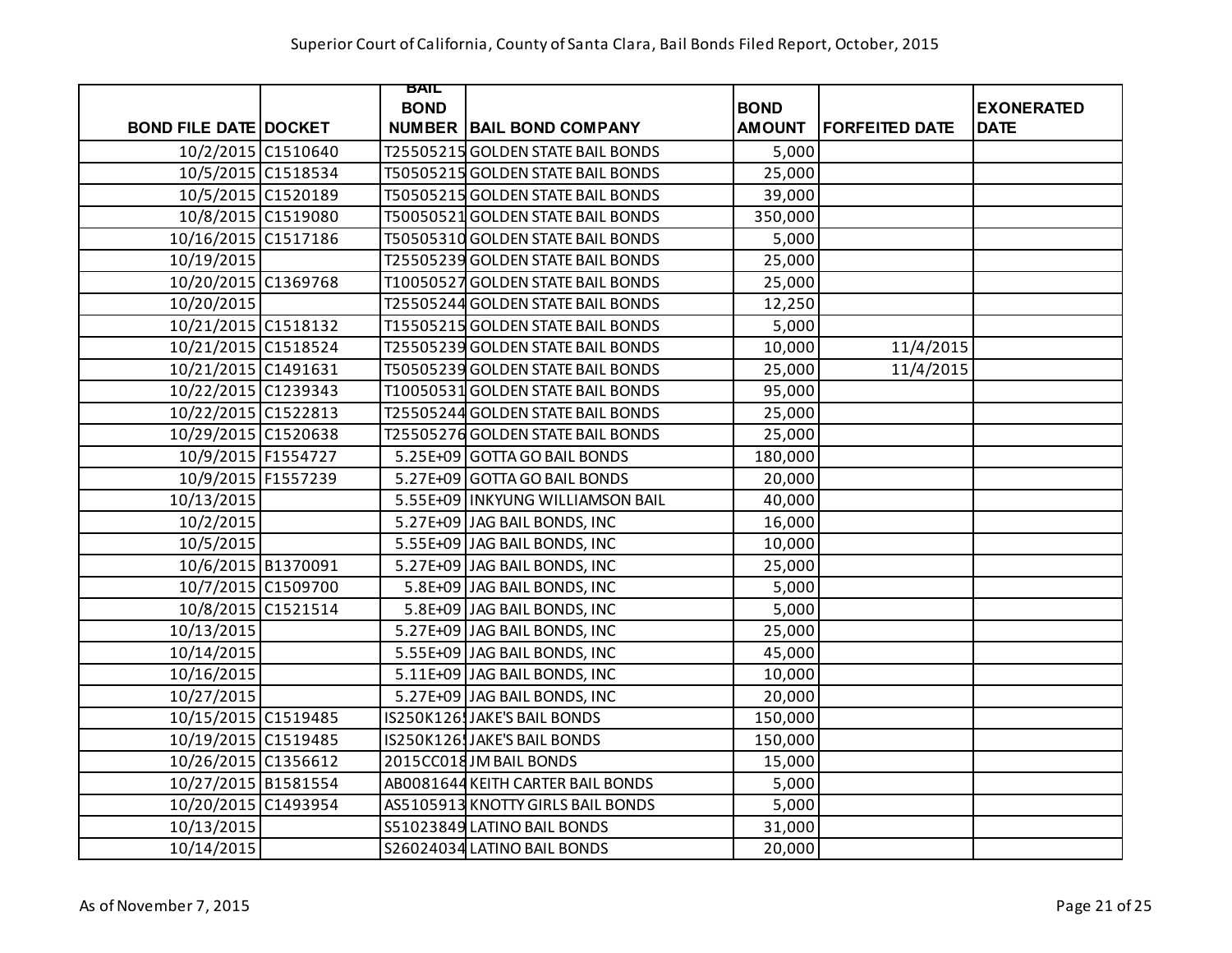Superior Court of California, County of Santa Clara, Bail Bonds Filed Report, October, 2015

| BOND FILE DATE | DOCKET | BAIL BOND NUMBER | BAIL BOND COMPANY | BOND AMOUNT | FORFEITED DATE | EXONERATED DATE |
|---|---|---|---|---|---|---|
| 10/2/2015 | C1510640 | T25505215 | GOLDEN STATE BAIL BONDS | 5,000 | | |
| 10/5/2015 | C1518534 | T50505215 | GOLDEN STATE BAIL BONDS | 25,000 | | |
| 10/5/2015 | C1520189 | T50505215 | GOLDEN STATE BAIL BONDS | 39,000 | | |
| 10/8/2015 | C1519080 | T50050521 | GOLDEN STATE BAIL BONDS | 350,000 | | |
| 10/16/2015 | C1517186 | T50505310 | GOLDEN STATE BAIL BONDS | 5,000 | | |
| 10/19/2015 | | T25505239 | GOLDEN STATE BAIL BONDS | 25,000 | | |
| 10/20/2015 | C1369768 | T10050527 | GOLDEN STATE BAIL BONDS | 25,000 | | |
| 10/20/2015 | | T25505244 | GOLDEN STATE BAIL BONDS | 12,250 | | |
| 10/21/2015 | C1518132 | T15505215 | GOLDEN STATE BAIL BONDS | 5,000 | | |
| 10/21/2015 | C1518524 | T25505239 | GOLDEN STATE BAIL BONDS | 10,000 | 11/4/2015 | |
| 10/21/2015 | C1491631 | T50505239 | GOLDEN STATE BAIL BONDS | 25,000 | 11/4/2015 | |
| 10/22/2015 | C1239343 | T10050531 | GOLDEN STATE BAIL BONDS | 95,000 | | |
| 10/22/2015 | C1522813 | T25505244 | GOLDEN STATE BAIL BONDS | 25,000 | | |
| 10/29/2015 | C1520638 | T25505276 | GOLDEN STATE BAIL BONDS | 25,000 | | |
| 10/9/2015 | F1554727 | 5.25E+09 | GOTTA GO BAIL BONDS | 180,000 | | |
| 10/9/2015 | F1557239 | 5.27E+09 | GOTTA GO BAIL BONDS | 20,000 | | |
| 10/13/2015 | | 5.55E+09 | INKYUNG WILLIAMSON BAIL | 40,000 | | |
| 10/2/2015 | | 5.27E+09 | JAG BAIL BONDS, INC | 16,000 | | |
| 10/5/2015 | | 5.55E+09 | JAG BAIL BONDS, INC | 10,000 | | |
| 10/6/2015 | B1370091 | 5.27E+09 | JAG BAIL BONDS, INC | 25,000 | | |
| 10/7/2015 | C1509700 | 5.8E+09 | JAG BAIL BONDS, INC | 5,000 | | |
| 10/8/2015 | C1521514 | 5.8E+09 | JAG BAIL BONDS, INC | 5,000 | | |
| 10/13/2015 | | 5.27E+09 | JAG BAIL BONDS, INC | 25,000 | | |
| 10/14/2015 | | 5.55E+09 | JAG BAIL BONDS, INC | 45,000 | | |
| 10/16/2015 | | 5.11E+09 | JAG BAIL BONDS, INC | 10,000 | | |
| 10/27/2015 | | 5.27E+09 | JAG BAIL BONDS, INC | 20,000 | | |
| 10/15/2015 | C1519485 | IS250K126 | JAKE'S BAIL BONDS | 150,000 | | |
| 10/19/2015 | C1519485 | IS250K126 | JAKE'S BAIL BONDS | 150,000 | | |
| 10/26/2015 | C1356612 | 2015CC018 | JM BAIL BONDS | 15,000 | | |
| 10/27/2015 | B1581554 | AB0081644 | KEITH CARTER BAIL BONDS | 5,000 | | |
| 10/20/2015 | C1493954 | AS5105913 | KNOTTY GIRLS BAIL BONDS | 5,000 | | |
| 10/13/2015 | | S51023849 | LATINO BAIL BONDS | 31,000 | | |
| 10/14/2015 | | S26024034 | LATINO BAIL BONDS | 20,000 | | |

As of November 7, 2015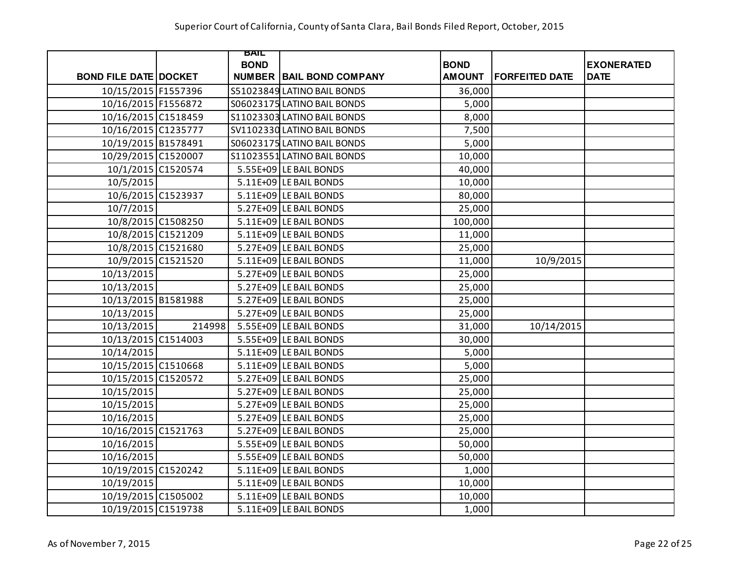Superior Court of California, County of Santa Clara, Bail Bonds Filed Report, October, 2015

| BOND FILE DATE | DOCKET | BAIL BOND NUMBER | BAIL BOND COMPANY | BOND AMOUNT | FORFEITED DATE | EXONERATED DATE |
|---|---|---|---|---|---|---|
| 10/15/2015 | F1557396 | S51023849 | LATINO BAIL BONDS | 36,000 | | |
| 10/16/2015 | F1556872 | S06023175 | LATINO BAIL BONDS | 5,000 | | |
| 10/16/2015 | C1518459 | S11023303 | LATINO BAIL BONDS | 8,000 | | |
| 10/16/2015 | C1235777 | SV1102330 | LATINO BAIL BONDS | 7,500 | | |
| 10/19/2015 | B1578491 | S06023175 | LATINO BAIL BONDS | 5,000 | | |
| 10/29/2015 | C1520007 | S11023551 | LATINO BAIL BONDS | 10,000 | | |
| 10/1/2015 | C1520574 | 5.55E+09 | LE BAIL BONDS | 40,000 | | |
| 10/5/2015 | | 5.11E+09 | LE BAIL BONDS | 10,000 | | |
| 10/6/2015 | C1523937 | 5.11E+09 | LE BAIL BONDS | 80,000 | | |
| 10/7/2015 | | 5.27E+09 | LE BAIL BONDS | 25,000 | | |
| 10/8/2015 | C1508250 | 5.11E+09 | LE BAIL BONDS | 100,000 | | |
| 10/8/2015 | C1521209 | 5.11E+09 | LE BAIL BONDS | 11,000 | | |
| 10/8/2015 | C1521680 | 5.27E+09 | LE BAIL BONDS | 25,000 | | |
| 10/9/2015 | C1521520 | 5.11E+09 | LE BAIL BONDS | 11,000 | 10/9/2015 | |
| 10/13/2015 | | 5.27E+09 | LE BAIL BONDS | 25,000 | | |
| 10/13/2015 | | 5.27E+09 | LE BAIL BONDS | 25,000 | | |
| 10/13/2015 | B1581988 | 5.27E+09 | LE BAIL BONDS | 25,000 | | |
| 10/13/2015 | | 5.27E+09 | LE BAIL BONDS | 25,000 | | |
| 10/13/2015 | 214998 | 5.55E+09 | LE BAIL BONDS | 31,000 | 10/14/2015 | |
| 10/13/2015 | C1514003 | 5.55E+09 | LE BAIL BONDS | 30,000 | | |
| 10/14/2015 | | 5.11E+09 | LE BAIL BONDS | 5,000 | | |
| 10/15/2015 | C1510668 | 5.11E+09 | LE BAIL BONDS | 5,000 | | |
| 10/15/2015 | C1520572 | 5.27E+09 | LE BAIL BONDS | 25,000 | | |
| 10/15/2015 | | 5.27E+09 | LE BAIL BONDS | 25,000 | | |
| 10/15/2015 | | 5.27E+09 | LE BAIL BONDS | 25,000 | | |
| 10/16/2015 | | 5.27E+09 | LE BAIL BONDS | 25,000 | | |
| 10/16/2015 | C1521763 | 5.27E+09 | LE BAIL BONDS | 25,000 | | |
| 10/16/2015 | | 5.55E+09 | LE BAIL BONDS | 50,000 | | |
| 10/16/2015 | | 5.55E+09 | LE BAIL BONDS | 50,000 | | |
| 10/19/2015 | C1520242 | 5.11E+09 | LE BAIL BONDS | 1,000 | | |
| 10/19/2015 | | 5.11E+09 | LE BAIL BONDS | 10,000 | | |
| 10/19/2015 | C1505002 | 5.11E+09 | LE BAIL BONDS | 10,000 | | |
| 10/19/2015 | C1519738 | 5.11E+09 | LE BAIL BONDS | 1,000 | | |

As of November 7, 2015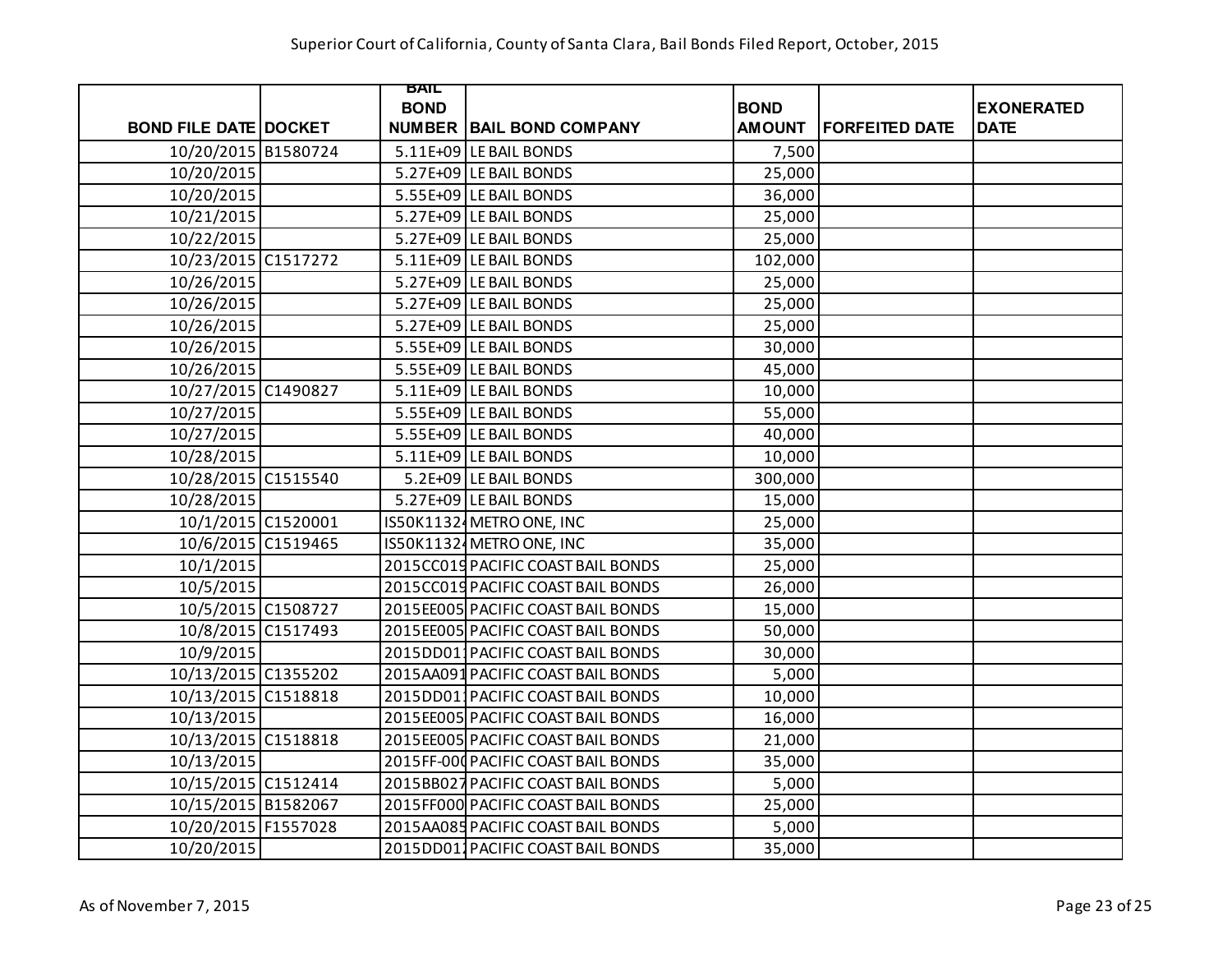Superior Court of California, County of Santa Clara, Bail Bonds Filed Report, October, 2015

| BOND FILE DATE | DOCKET | BAIL BOND NUMBER | BAIL BOND COMPANY | BOND AMOUNT | FORFEITED DATE | EXONERATED DATE |
|---|---|---|---|---|---|---|
| 10/20/2015 | B1580724 | 5.11E+09 | LE BAIL BONDS | 7,500 | | |
| 10/20/2015 | | 5.27E+09 | LE BAIL BONDS | 25,000 | | |
| 10/20/2015 | | 5.55E+09 | LE BAIL BONDS | 36,000 | | |
| 10/21/2015 | | 5.27E+09 | LE BAIL BONDS | 25,000 | | |
| 10/22/2015 | | 5.27E+09 | LE BAIL BONDS | 25,000 | | |
| 10/23/2015 | C1517272 | 5.11E+09 | LE BAIL BONDS | 102,000 | | |
| 10/26/2015 | | 5.27E+09 | LE BAIL BONDS | 25,000 | | |
| 10/26/2015 | | 5.27E+09 | LE BAIL BONDS | 25,000 | | |
| 10/26/2015 | | 5.27E+09 | LE BAIL BONDS | 25,000 | | |
| 10/26/2015 | | 5.55E+09 | LE BAIL BONDS | 30,000 | | |
| 10/26/2015 | | 5.55E+09 | LE BAIL BONDS | 45,000 | | |
| 10/27/2015 | C1490827 | 5.11E+09 | LE BAIL BONDS | 10,000 | | |
| 10/27/2015 | | 5.55E+09 | LE BAIL BONDS | 55,000 | | |
| 10/27/2015 | | 5.55E+09 | LE BAIL BONDS | 40,000 | | |
| 10/28/2015 | | 5.11E+09 | LE BAIL BONDS | 10,000 | | |
| 10/28/2015 | C1515540 | 5.2E+09 | LE BAIL BONDS | 300,000 | | |
| 10/28/2015 | | 5.27E+09 | LE BAIL BONDS | 15,000 | | |
| 10/1/2015 | C1520001 | IS50K1132 | METRO ONE, INC | 25,000 | | |
| 10/6/2015 | C1519465 | IS50K1132 | METRO ONE, INC | 35,000 | | |
| 10/1/2015 | | 2015CC019 | PACIFIC COAST BAIL BONDS | 25,000 | | |
| 10/5/2015 | | 2015CC019 | PACIFIC COAST BAIL BONDS | 26,000 | | |
| 10/5/2015 | C1508727 | 2015EE005 | PACIFIC COAST BAIL BONDS | 15,000 | | |
| 10/8/2015 | C1517493 | 2015EE005 | PACIFIC COAST BAIL BONDS | 50,000 | | |
| 10/9/2015 | | 2015DD01 | PACIFIC COAST BAIL BONDS | 30,000 | | |
| 10/13/2015 | C1355202 | 2015AA091 | PACIFIC COAST BAIL BONDS | 5,000 | | |
| 10/13/2015 | C1518818 | 2015DD01 | PACIFIC COAST BAIL BONDS | 10,000 | | |
| 10/13/2015 | | 2015EE005 | PACIFIC COAST BAIL BONDS | 16,000 | | |
| 10/13/2015 | C1518818 | 2015EE005 | PACIFIC COAST BAIL BONDS | 21,000 | | |
| 10/13/2015 | | 2015FF-000 | PACIFIC COAST BAIL BONDS | 35,000 | | |
| 10/15/2015 | C1512414 | 2015BB027 | PACIFIC COAST BAIL BONDS | 5,000 | | |
| 10/15/2015 | B1582067 | 2015FF000 | PACIFIC COAST BAIL BONDS | 25,000 | | |
| 10/20/2015 | F1557028 | 2015AA085 | PACIFIC COAST BAIL BONDS | 5,000 | | |
| 10/20/2015 | | 2015DD01 | PACIFIC COAST BAIL BONDS | 35,000 | | |

As of November 7, 2015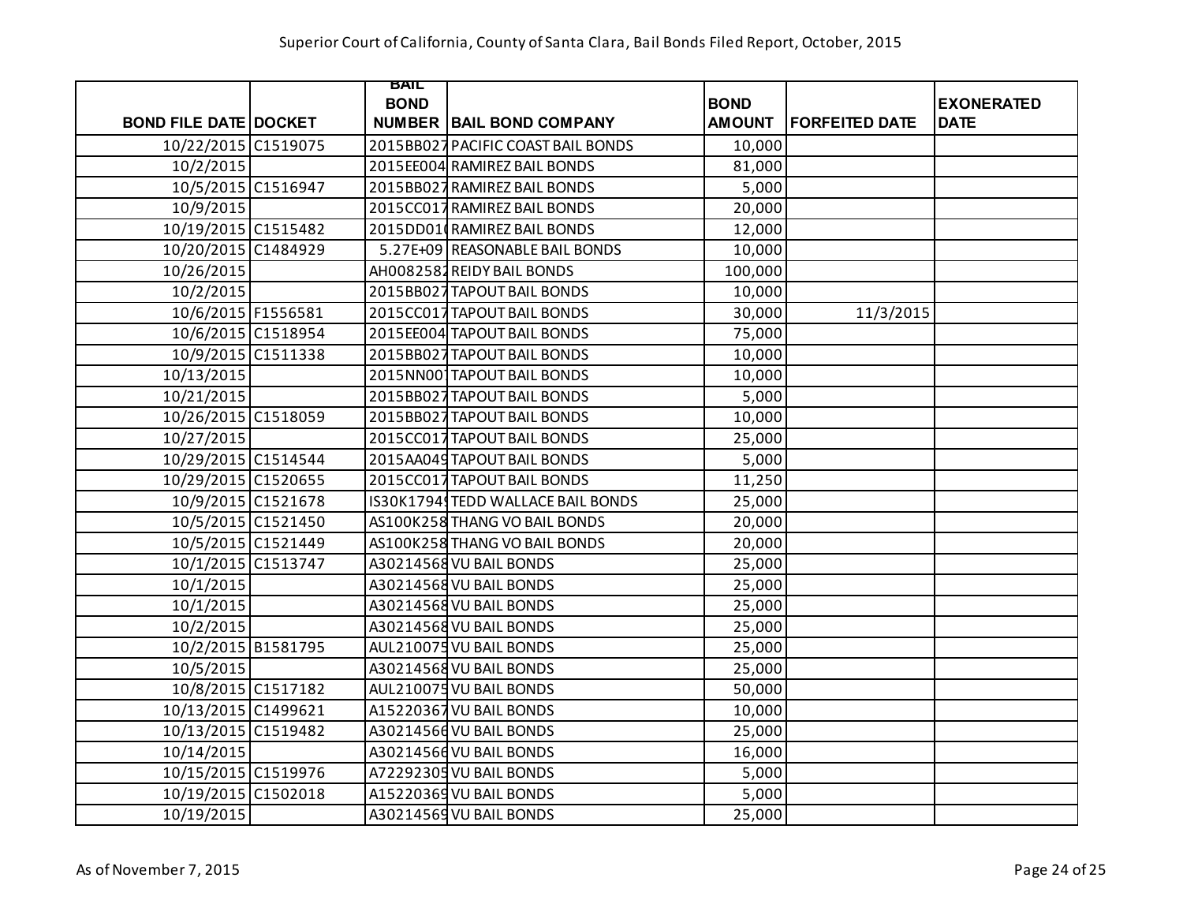Superior Court of California, County of Santa Clara, Bail Bonds Filed Report, October, 2015

| BOND FILE DATE | DOCKET | BAIL BOND NUMBER | BAIL BOND COMPANY | BOND AMOUNT | FORFEITED DATE | EXONERATED DATE |
|---|---|---|---|---|---|---|
| 10/22/2015 | C1519075 | 2015BB027 | PACIFIC COAST BAIL BONDS | 10,000 | | |
| 10/2/2015 | | 2015EE004 | RAMIREZ BAIL BONDS | 81,000 | | |
| 10/5/2015 | C1516947 | 2015BB027 | RAMIREZ BAIL BONDS | 5,000 | | |
| 10/9/2015 | | 2015CC017 | RAMIREZ BAIL BONDS | 20,000 | | |
| 10/19/2015 | C1515482 | 2015DD010 | RAMIREZ BAIL BONDS | 12,000 | | |
| 10/20/2015 | C1484929 | 5.27E+09 | REASONABLE BAIL BONDS | 10,000 | | |
| 10/26/2015 | | AH0082582 | REIDY BAIL BONDS | 100,000 | | |
| 10/2/2015 | | 2015BB027 | TAPOUT BAIL BONDS | 10,000 | | |
| 10/6/2015 | F1556581 | 2015CC017 | TAPOUT BAIL BONDS | 30,000 | 11/3/2015 | |
| 10/6/2015 | C1518954 | 2015EE004 | TAPOUT BAIL BONDS | 75,000 | | |
| 10/9/2015 | C1511338 | 2015BB027 | TAPOUT BAIL BONDS | 10,000 | | |
| 10/13/2015 | | 2015NN001 | TAPOUT BAIL BONDS | 10,000 | | |
| 10/21/2015 | | 2015BB027 | TAPOUT BAIL BONDS | 5,000 | | |
| 10/26/2015 | C1518059 | 2015BB027 | TAPOUT BAIL BONDS | 10,000 | | |
| 10/27/2015 | | 2015CC017 | TAPOUT BAIL BONDS | 25,000 | | |
| 10/29/2015 | C1514544 | 2015AA049 | TAPOUT BAIL BONDS | 5,000 | | |
| 10/29/2015 | C1520655 | 2015CC017 | TAPOUT BAIL BONDS | 11,250 | | |
| 10/9/2015 | C1521678 | IS30K1794 | TEDD WALLACE BAIL BONDS | 25,000 | | |
| 10/5/2015 | C1521450 | AS100K258 | THANG VO BAIL BONDS | 20,000 | | |
| 10/5/2015 | C1521449 | AS100K258 | THANG VO BAIL BONDS | 20,000 | | |
| 10/1/2015 | C1513747 | A30214568 | VU BAIL BONDS | 25,000 | | |
| 10/1/2015 | | A30214568 | VU BAIL BONDS | 25,000 | | |
| 10/1/2015 | | A30214568 | VU BAIL BONDS | 25,000 | | |
| 10/2/2015 | | A30214568 | VU BAIL BONDS | 25,000 | | |
| 10/2/2015 | B1581795 | AUL210075 | VU BAIL BONDS | 25,000 | | |
| 10/5/2015 | | A30214568 | VU BAIL BONDS | 25,000 | | |
| 10/8/2015 | C1517182 | AUL210075 | VU BAIL BONDS | 50,000 | | |
| 10/13/2015 | C1499621 | A15220367 | VU BAIL BONDS | 10,000 | | |
| 10/13/2015 | C1519482 | A30214566 | VU BAIL BONDS | 25,000 | | |
| 10/14/2015 | | A30214566 | VU BAIL BONDS | 16,000 | | |
| 10/15/2015 | C1519976 | A72292305 | VU BAIL BONDS | 5,000 | | |
| 10/19/2015 | C1502018 | A15220369 | VU BAIL BONDS | 5,000 | | |
| 10/19/2015 | | A30214569 | VU BAIL BONDS | 25,000 | | |

As of November 7, 2015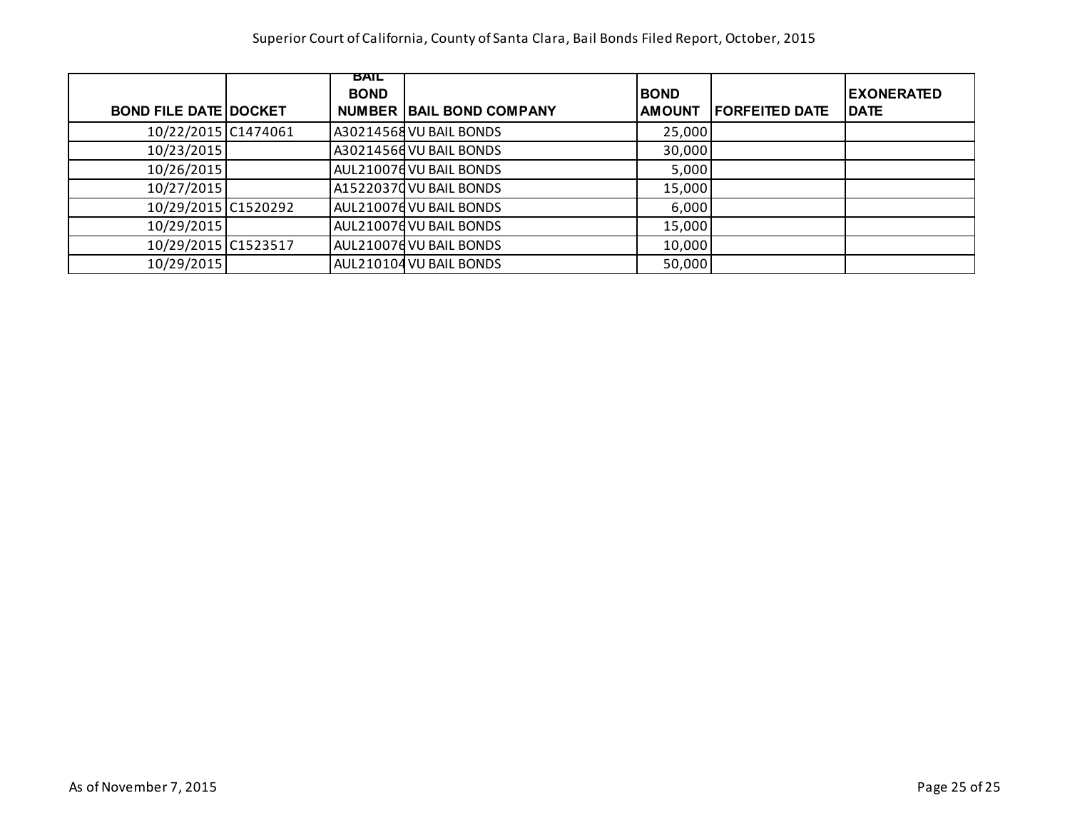| BOND FILE DATE | DOCKET | BAIL BOND NUMBER | BAIL BOND COMPANY | BOND AMOUNT | FORFEITED DATE | EXONERATED DATE |
|---|---|---|---|---|---|---|
| 10/22/2015 | C1474061 | A30214568 | VU BAIL BONDS | 25,000 | | |
| 10/23/2015 | | A30214566 | VU BAIL BONDS | 30,000 | | |
| 10/26/2015 | | AUL210076 | VU BAIL BONDS | 5,000 | | |
| 10/27/2015 | | A15220370 | VU BAIL BONDS | 15,000 | | |
| 10/29/2015 | C1520292 | AUL210076 | VU BAIL BONDS | 6,000 | | |
| 10/29/2015 | | AUL210076 | VU BAIL BONDS | 15,000 | | |
| 10/29/2015 | C1523517 | AUL210076 | VU BAIL BONDS | 10,000 | | |
| 10/29/2015 | | AUL210104 | VU BAIL BONDS | 50,000 | | |